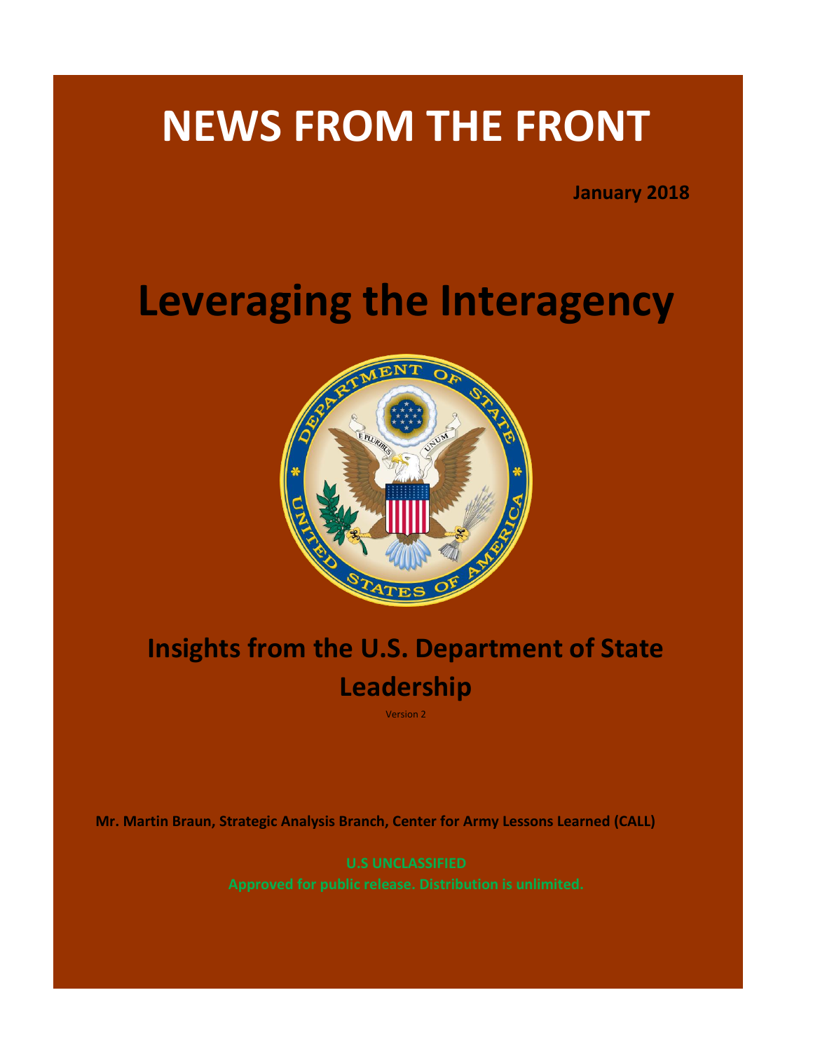# NEWS FROM THE FRONT

**January 2018**

# Leveraging the Interagency

## Insights from the U.S. Department of State Leadership

Version 2

**Mr. Martin Braun, Strategic Analysis Branch, Center for Army Lessons Learned (CALL)**

**U.S UNCLASSIFIED**

**Approved for public release. Distribution is unlimited.**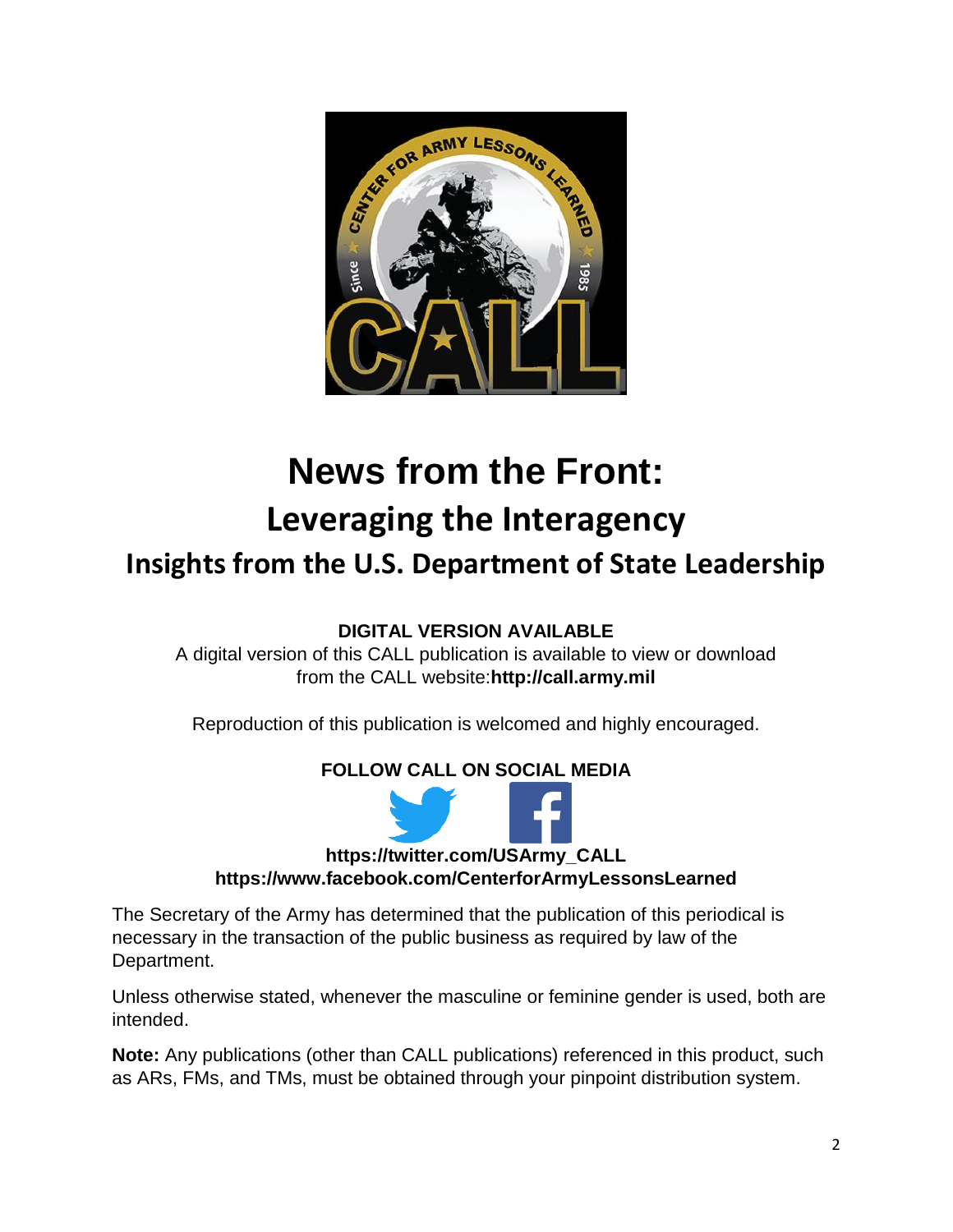# News from the Front:

## Leveraging the Interagency

### Insights from the U.S. Department of State Leadership

**DIGITAL VERSION AVAILABLE**

A digital version of this CALL publication is available to view or download from the CALL website:**http://call.army.mil**

Reproduction of this publication is welcomed and highly encouraged.

**FOLLOW CALL ON SOCIAL MEDIA**

**https://twitter.com/USArmy_CALL**
**https://www.facebook.com/CenterforArmyLessonsLearned**

The Secretary of the Army has determined that the publication of this periodical is necessary in the transaction of the public business as required by law of the Department.

Unless otherwise stated, whenever the masculine or feminine gender is used, both are intended.

**Note:** Any publications (other than CALL publications) referenced in this product, such as ARs, FMs, and TMs, must be obtained through your pinpoint distribution system.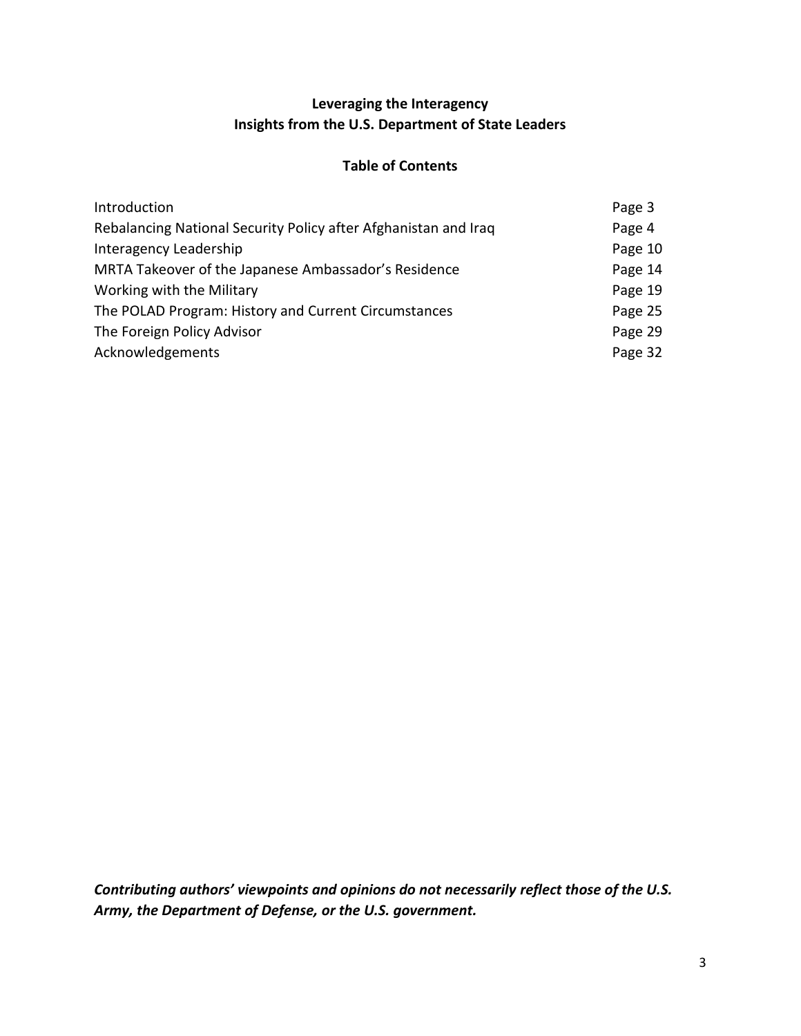# Leveraging the Interagency
## Insights from the U.S. Department of State Leaders

### Table of Contents

| | |
|---|---|
| Introduction | Page 3 |
| Rebalancing National Security Policy after Afghanistan and Iraq | Page 4 |
| Interagency Leadership | Page 10 |
| MRTA Takeover of the Japanese Ambassador's Residence | Page 14 |
| Working with the Military | Page 19 |
| The POLAD Program: History and Current Circumstances | Page 25 |
| The Foreign Policy Advisor | Page 29 |
| Acknowledgements | Page 32 |

***Contributing authors' viewpoints and opinions do not necessarily reflect those of the U.S. Army, the Department of Defense, or the U.S. government.***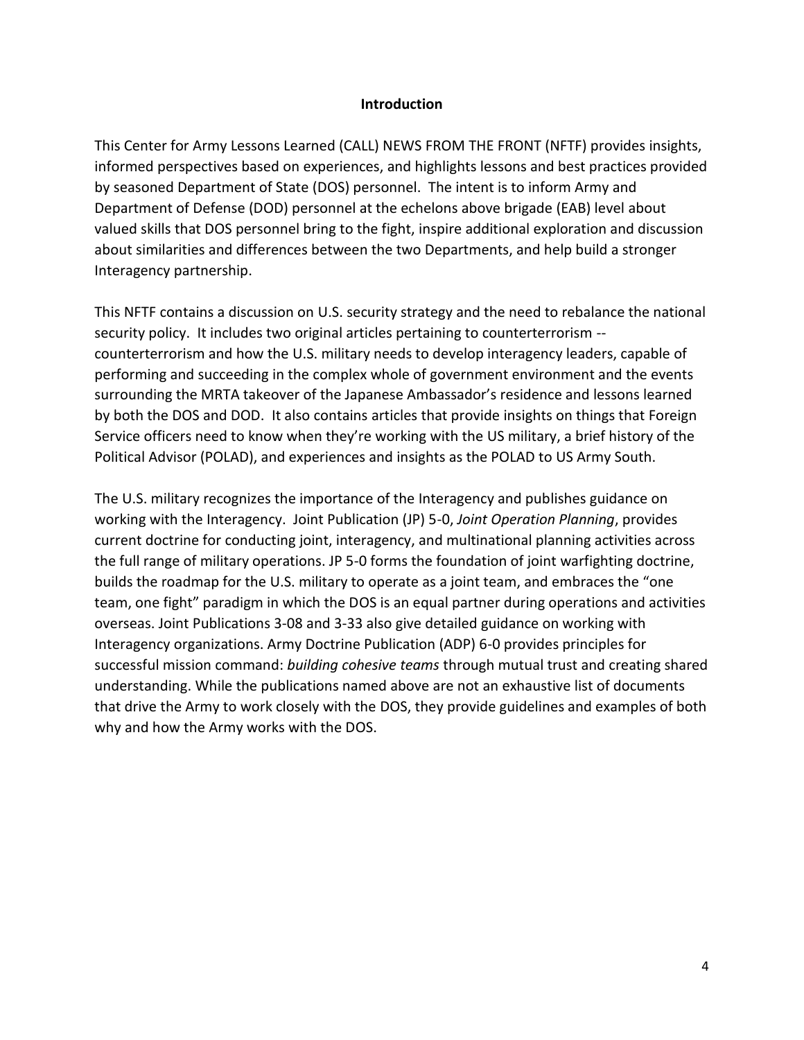# Introduction

This Center for Army Lessons Learned (CALL) NEWS FROM THE FRONT (NFTF) provides insights, informed perspectives based on experiences, and highlights lessons and best practices provided by seasoned Department of State (DOS) personnel. The intent is to inform Army and Department of Defense (DOD) personnel at the echelons above brigade (EAB) level about valued skills that DOS personnel bring to the fight, inspire additional exploration and discussion about similarities and differences between the two Departments, and help build a stronger Interagency partnership.

This NFTF contains a discussion on U.S. security strategy and the need to rebalance the national security policy. It includes two original articles pertaining to counterterrorism -- counterterrorism and how the U.S. military needs to develop interagency leaders, capable of performing and succeeding in the complex whole of government environment and the events surrounding the MRTA takeover of the Japanese Ambassador's residence and lessons learned by both the DOS and DOD. It also contains articles that provide insights on things that Foreign Service officers need to know when they're working with the US military, a brief history of the Political Advisor (POLAD), and experiences and insights as the POLAD to US Army South.

The U.S. military recognizes the importance of the Interagency and publishes guidance on working with the Interagency. Joint Publication (JP) 5-0, *Joint Operation Planning*, provides current doctrine for conducting joint, interagency, and multinational planning activities across the full range of military operations. JP 5-0 forms the foundation of joint warfighting doctrine, builds the roadmap for the U.S. military to operate as a joint team, and embraces the "one team, one fight" paradigm in which the DOS is an equal partner during operations and activities overseas. Joint Publications 3-08 and 3-33 also give detailed guidance on working with Interagency organizations. Army Doctrine Publication (ADP) 6-0 provides principles for successful mission command: *building cohesive teams* through mutual trust and creating shared understanding. While the publications named above are not an exhaustive list of documents that drive the Army to work closely with the DOS, they provide guidelines and examples of both why and how the Army works with the DOS.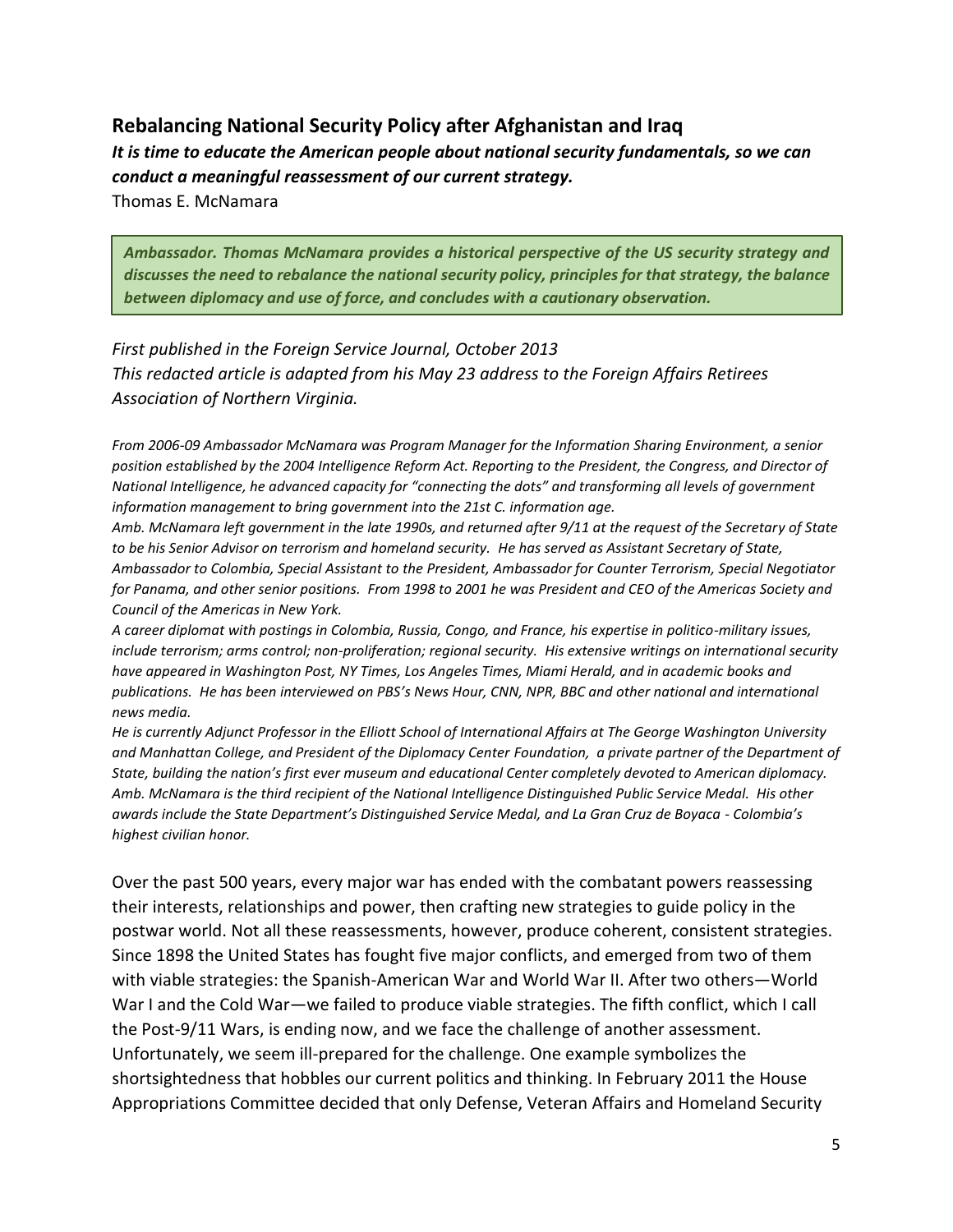## Rebalancing National Security Policy after Afghanistan and Iraq

***It is time to educate the American people about national security fundamentals, so we can conduct a meaningful reassessment of our current strategy.***

Thomas E. McNamara

> ***Ambassador. Thomas McNamara provides a historical perspective of the US security strategy and discusses the need to rebalance the national security policy, principles for that strategy, the balance between diplomacy and use of force, and concludes with a cautionary observation.***

*First published in the Foreign Service Journal, October 2013*
*This redacted article is adapted from his May 23 address to the Foreign Affairs Retirees Association of Northern Virginia.*

*From 2006-09 Ambassador McNamara was Program Manager for the Information Sharing Environment, a senior position established by the 2004 Intelligence Reform Act. Reporting to the President, the Congress, and Director of National Intelligence, he advanced capacity for "connecting the dots" and transforming all levels of government information management to bring government into the 21st C. information age.*
*Amb. McNamara left government in the late 1990s, and returned after 9/11 at the request of the Secretary of State to be his Senior Advisor on terrorism and homeland security. He has served as Assistant Secretary of State, Ambassador to Colombia, Special Assistant to the President, Ambassador for Counter Terrorism, Special Negotiator for Panama, and other senior positions. From 1998 to 2001 he was President and CEO of the Americas Society and Council of the Americas in New York.*
*A career diplomat with postings in Colombia, Russia, Congo, and France, his expertise in politico-military issues, include terrorism; arms control; non-proliferation; regional security. His extensive writings on international security have appeared in Washington Post, NY Times, Los Angeles Times, Miami Herald, and in academic books and publications. He has been interviewed on PBS's News Hour, CNN, NPR, BBC and other national and international news media.*
*He is currently Adjunct Professor in the Elliott School of International Affairs at The George Washington University and Manhattan College, and President of the Diplomacy Center Foundation, a private partner of the Department of State, building the nation's first ever museum and educational Center completely devoted to American diplomacy. Amb. McNamara is the third recipient of the National Intelligence Distinguished Public Service Medal. His other awards include the State Department's Distinguished Service Medal, and La Gran Cruz de Boyaca - Colombia's highest civilian honor.*

Over the past 500 years, every major war has ended with the combatant powers reassessing their interests, relationships and power, then crafting new strategies to guide policy in the postwar world. Not all these reassessments, however, produce coherent, consistent strategies. Since 1898 the United States has fought five major conflicts, and emerged from two of them with viable strategies: the Spanish-American War and World War II. After two others—World War I and the Cold War—we failed to produce viable strategies. The fifth conflict, which I call the Post-9/11 Wars, is ending now, and we face the challenge of another assessment. Unfortunately, we seem ill-prepared for the challenge. One example symbolizes the shortsightedness that hobbles our current politics and thinking. In February 2011 the House Appropriations Committee decided that only Defense, Veteran Affairs and Homeland Security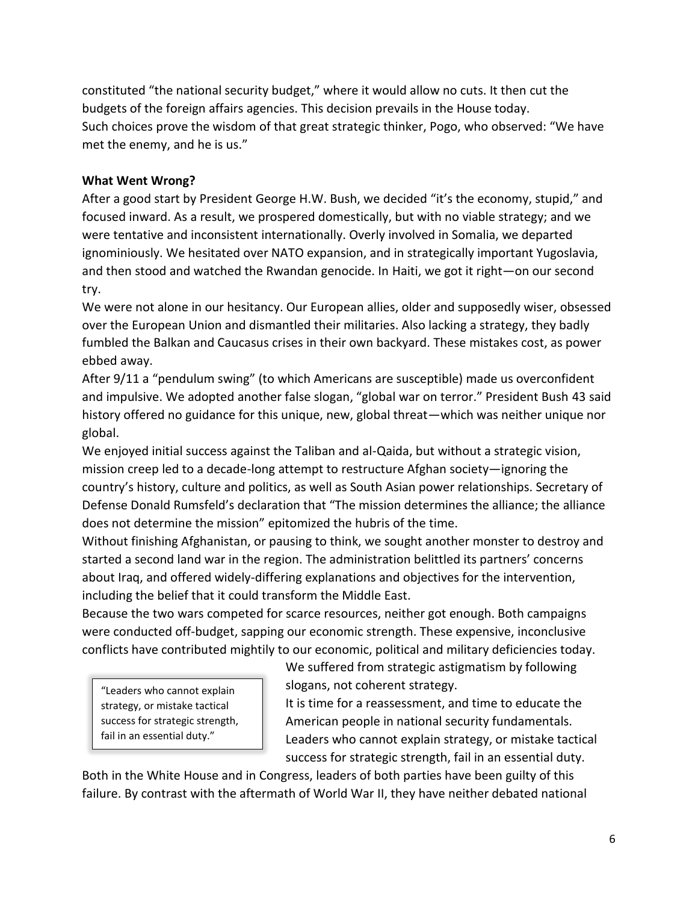constituted "the national security budget," where it would allow no cuts. It then cut the budgets of the foreign affairs agencies. This decision prevails in the House today.
Such choices prove the wisdom of that great strategic thinker, Pogo, who observed: "We have met the enemy, and he is us."

**What Went Wrong?**

After a good start by President George H.W. Bush, we decided "it's the economy, stupid," and focused inward. As a result, we prospered domestically, but with no viable strategy; and we were tentative and inconsistent internationally. Overly involved in Somalia, we departed ignominiously. We hesitated over NATO expansion, and in strategically important Yugoslavia, and then stood and watched the Rwandan genocide. In Haiti, we got it right—on our second try.

We were not alone in our hesitancy. Our European allies, older and supposedly wiser, obsessed over the European Union and dismantled their militaries. Also lacking a strategy, they badly fumbled the Balkan and Caucasus crises in their own backyard. These mistakes cost, as power ebbed away.

After 9/11 a "pendulum swing" (to which Americans are susceptible) made us overconfident and impulsive. We adopted another false slogan, "global war on terror." President Bush 43 said history offered no guidance for this unique, new, global threat—which was neither unique nor global.

We enjoyed initial success against the Taliban and al-Qaida, but without a strategic vision, mission creep led to a decade-long attempt to restructure Afghan society—ignoring the country's history, culture and politics, as well as South Asian power relationships. Secretary of Defense Donald Rumsfeld's declaration that "The mission determines the alliance; the alliance does not determine the mission" epitomized the hubris of the time.

Without finishing Afghanistan, or pausing to think, we sought another monster to destroy and started a second land war in the region. The administration belittled its partners' concerns about Iraq, and offered widely-differing explanations and objectives for the intervention, including the belief that it could transform the Middle East.

Because the two wars competed for scarce resources, neither got enough. Both campaigns were conducted off-budget, sapping our economic strength. These expensive, inconclusive conflicts have contributed mightily to our economic, political and military deficiencies today.

> "Leaders who cannot explain strategy, or mistake tactical success for strategic strength, fail in an essential duty."

We suffered from strategic astigmatism by following slogans, not coherent strategy.

It is time for a reassessment, and time to educate the American people in national security fundamentals. Leaders who cannot explain strategy, or mistake tactical success for strategic strength, fail in an essential duty.

Both in the White House and in Congress, leaders of both parties have been guilty of this failure. By contrast with the aftermath of World War II, they have neither debated national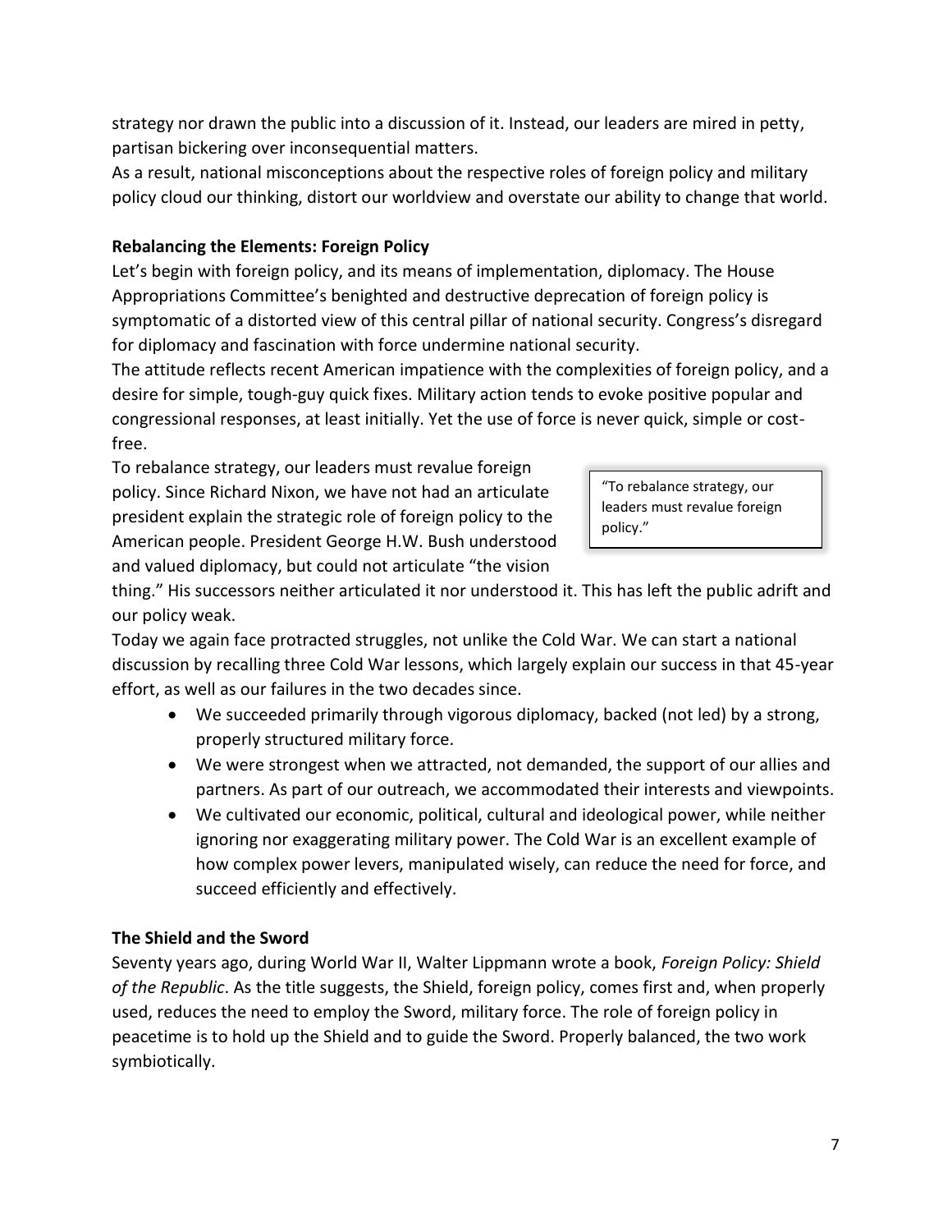strategy nor drawn the public into a discussion of it. Instead, our leaders are mired in petty, partisan bickering over inconsequential matters.

As a result, national misconceptions about the respective roles of foreign policy and military policy cloud our thinking, distort our worldview and overstate our ability to change that world.

**Rebalancing the Elements: Foreign Policy**

Let's begin with foreign policy, and its means of implementation, diplomacy. The House Appropriations Committee's benighted and destructive deprecation of foreign policy is symptomatic of a distorted view of this central pillar of national security. Congress's disregard for diplomacy and fascination with force undermine national security.

The attitude reflects recent American impatience with the complexities of foreign policy, and a desire for simple, tough-guy quick fixes. Military action tends to evoke positive popular and congressional responses, at least initially. Yet the use of force is never quick, simple or cost-free.

To rebalance strategy, our leaders must revalue foreign policy. Since Richard Nixon, we have not had an articulate president explain the strategic role of foreign policy to the American people. President George H.W. Bush understood and valued diplomacy, but could not articulate "the vision thing." His successors neither articulated it nor understood it. This has left the public adrift and our policy weak.

> "To rebalance strategy, our leaders must revalue foreign policy."

Today we again face protracted struggles, not unlike the Cold War. We can start a national discussion by recalling three Cold War lessons, which largely explain our success in that 45-year effort, as well as our failures in the two decades since.

- We succeeded primarily through vigorous diplomacy, backed (not led) by a strong, properly structured military force.
- We were strongest when we attracted, not demanded, the support of our allies and partners. As part of our outreach, we accommodated their interests and viewpoints.
- We cultivated our economic, political, cultural and ideological power, while neither ignoring nor exaggerating military power. The Cold War is an excellent example of how complex power levers, manipulated wisely, can reduce the need for force, and succeed efficiently and effectively.

**The Shield and the Sword**

Seventy years ago, during World War II, Walter Lippmann wrote a book, *Foreign Policy: Shield of the Republic*. As the title suggests, the Shield, foreign policy, comes first and, when properly used, reduces the need to employ the Sword, military force. The role of foreign policy in peacetime is to hold up the Shield and to guide the Sword. Properly balanced, the two work symbiotically.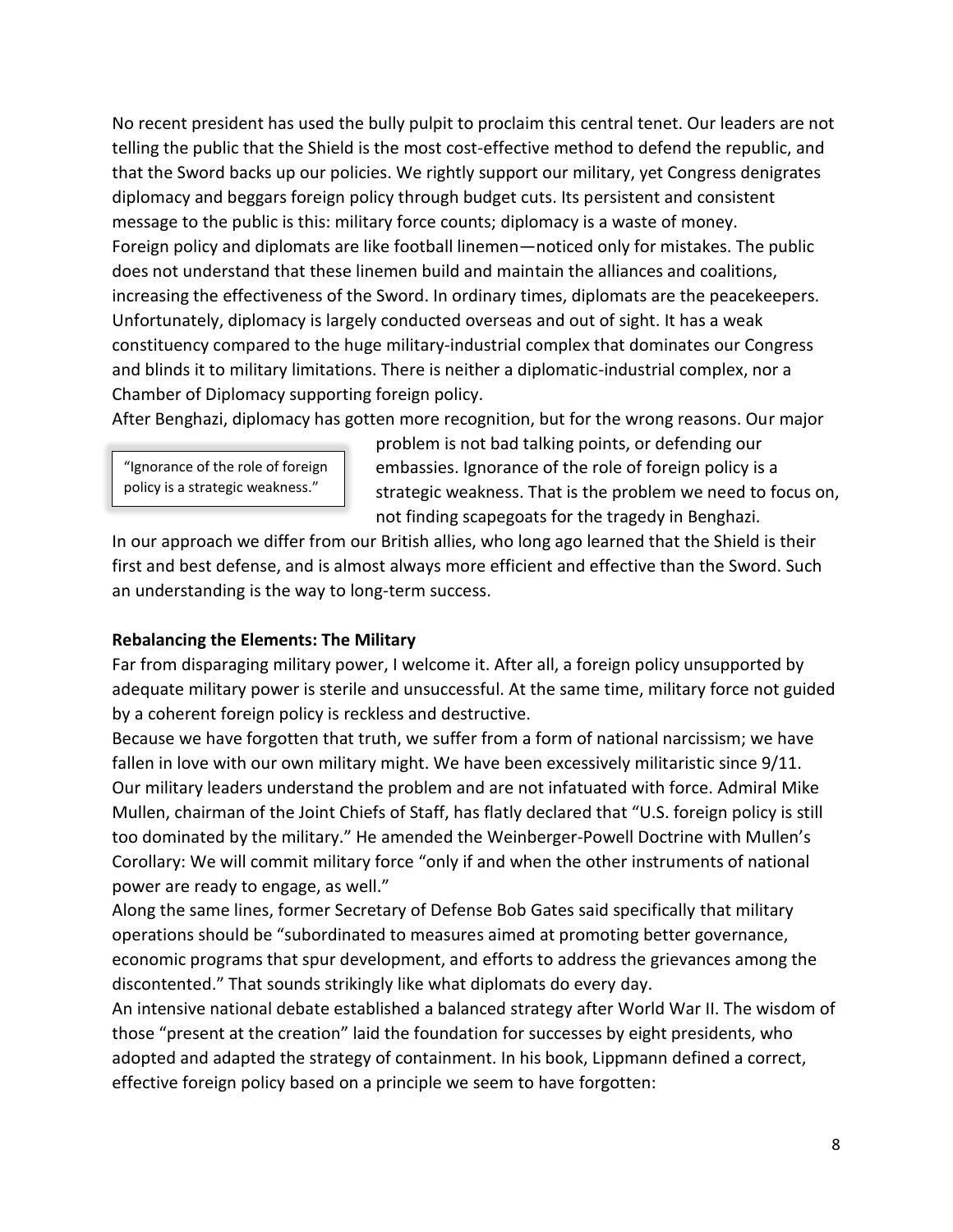No recent president has used the bully pulpit to proclaim this central tenet. Our leaders are not telling the public that the Shield is the most cost-effective method to defend the republic, and that the Sword backs up our policies. We rightly support our military, yet Congress denigrates diplomacy and beggars foreign policy through budget cuts. Its persistent and consistent message to the public is this: military force counts; diplomacy is a waste of money.

Foreign policy and diplomats are like football linemen—noticed only for mistakes. The public does not understand that these linemen build and maintain the alliances and coalitions, increasing the effectiveness of the Sword. In ordinary times, diplomats are the peacekeepers. Unfortunately, diplomacy is largely conducted overseas and out of sight. It has a weak constituency compared to the huge military-industrial complex that dominates our Congress and blinds it to military limitations. There is neither a diplomatic-industrial complex, nor a Chamber of Diplomacy supporting foreign policy.

After Benghazi, diplomacy has gotten more recognition, but for the wrong reasons. Our major problem is not bad talking points, or defending our embassies. Ignorance of the role of foreign policy is a strategic weakness. That is the problem we need to focus on, not finding scapegoats for the tragedy in Benghazi.

> "Ignorance of the role of foreign policy is a strategic weakness."

In our approach we differ from our British allies, who long ago learned that the Shield is their first and best defense, and is almost always more efficient and effective than the Sword. Such an understanding is the way to long-term success.

**Rebalancing the Elements: The Military**

Far from disparaging military power, I welcome it. After all, a foreign policy unsupported by adequate military power is sterile and unsuccessful. At the same time, military force not guided by a coherent foreign policy is reckless and destructive.

Because we have forgotten that truth, we suffer from a form of national narcissism; we have fallen in love with our own military might. We have been excessively militaristic since 9/11. Our military leaders understand the problem and are not infatuated with force. Admiral Mike Mullen, chairman of the Joint Chiefs of Staff, has flatly declared that "U.S. foreign policy is still too dominated by the military." He amended the Weinberger-Powell Doctrine with Mullen's Corollary: We will commit military force "only if and when the other instruments of national power are ready to engage, as well."

Along the same lines, former Secretary of Defense Bob Gates said specifically that military operations should be "subordinated to measures aimed at promoting better governance, economic programs that spur development, and efforts to address the grievances among the discontented." That sounds strikingly like what diplomats do every day.

An intensive national debate established a balanced strategy after World War II. The wisdom of those "present at the creation" laid the foundation for successes by eight presidents, who adopted and adapted the strategy of containment. In his book, Lippmann defined a correct, effective foreign policy based on a principle we seem to have forgotten: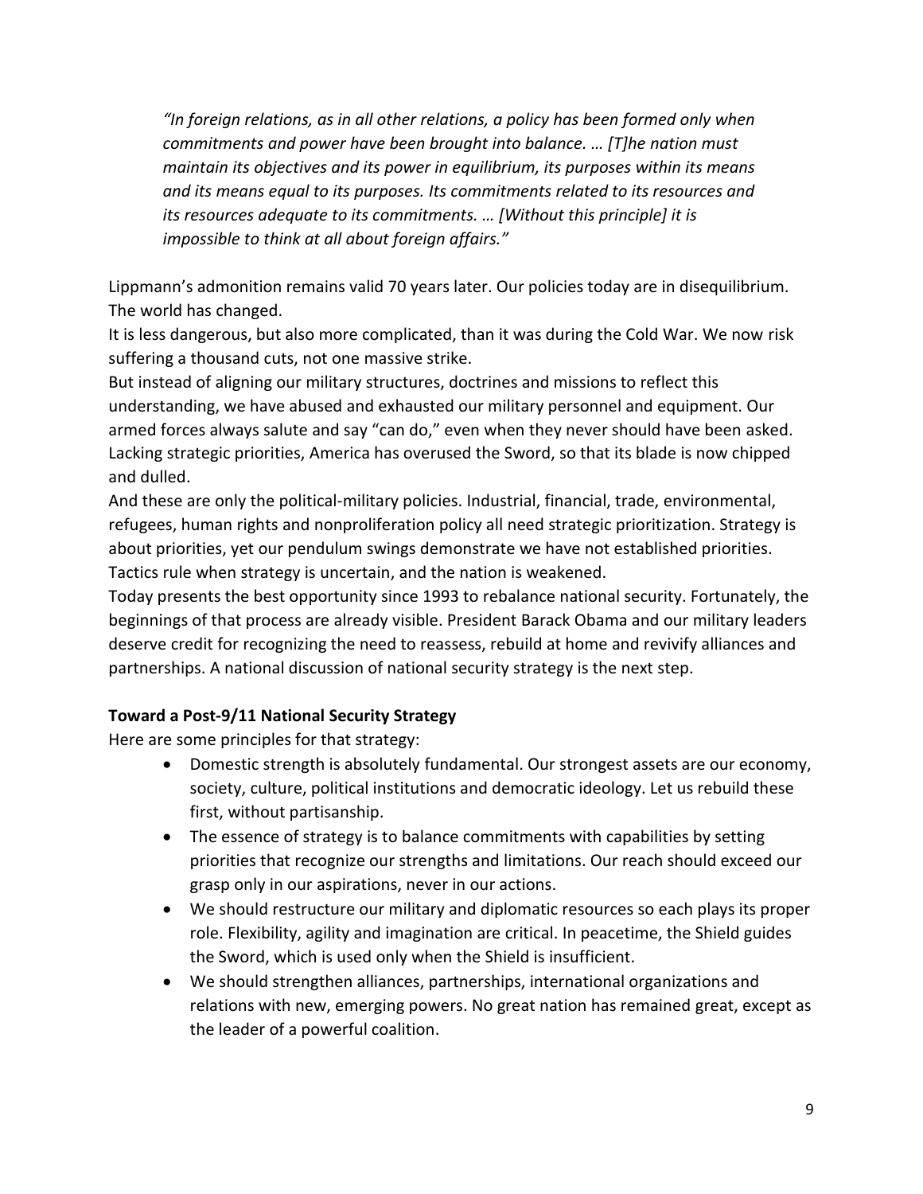> *"In foreign relations, as in all other relations, a policy has been formed only when commitments and power have been brought into balance. … [T]he nation must maintain its objectives and its power in equilibrium, its purposes within its means and its means equal to its purposes. Its commitments related to its resources and its resources adequate to its commitments. … [Without this principle] it is impossible to think at all about foreign affairs."*

Lippmann's admonition remains valid 70 years later. Our policies today are in disequilibrium. The world has changed.

It is less dangerous, but also more complicated, than it was during the Cold War. We now risk suffering a thousand cuts, not one massive strike.

But instead of aligning our military structures, doctrines and missions to reflect this understanding, we have abused and exhausted our military personnel and equipment. Our armed forces always salute and say "can do," even when they never should have been asked. Lacking strategic priorities, America has overused the Sword, so that its blade is now chipped and dulled.

And these are only the political-military policies. Industrial, financial, trade, environmental, refugees, human rights and nonproliferation policy all need strategic prioritization. Strategy is about priorities, yet our pendulum swings demonstrate we have not established priorities. Tactics rule when strategy is uncertain, and the nation is weakened.

Today presents the best opportunity since 1993 to rebalance national security. Fortunately, the beginnings of that process are already visible. President Barack Obama and our military leaders deserve credit for recognizing the need to reassess, rebuild at home and revivify alliances and partnerships. A national discussion of national security strategy is the next step.

**Toward a Post-9/11 National Security Strategy**

Here are some principles for that strategy:

- Domestic strength is absolutely fundamental. Our strongest assets are our economy, society, culture, political institutions and democratic ideology. Let us rebuild these first, without partisanship.
- The essence of strategy is to balance commitments with capabilities by setting priorities that recognize our strengths and limitations. Our reach should exceed our grasp only in our aspirations, never in our actions.
- We should restructure our military and diplomatic resources so each plays its proper role. Flexibility, agility and imagination are critical. In peacetime, the Shield guides the Sword, which is used only when the Shield is insufficient.
- We should strengthen alliances, partnerships, international organizations and relations with new, emerging powers. No great nation has remained great, except as the leader of a powerful coalition.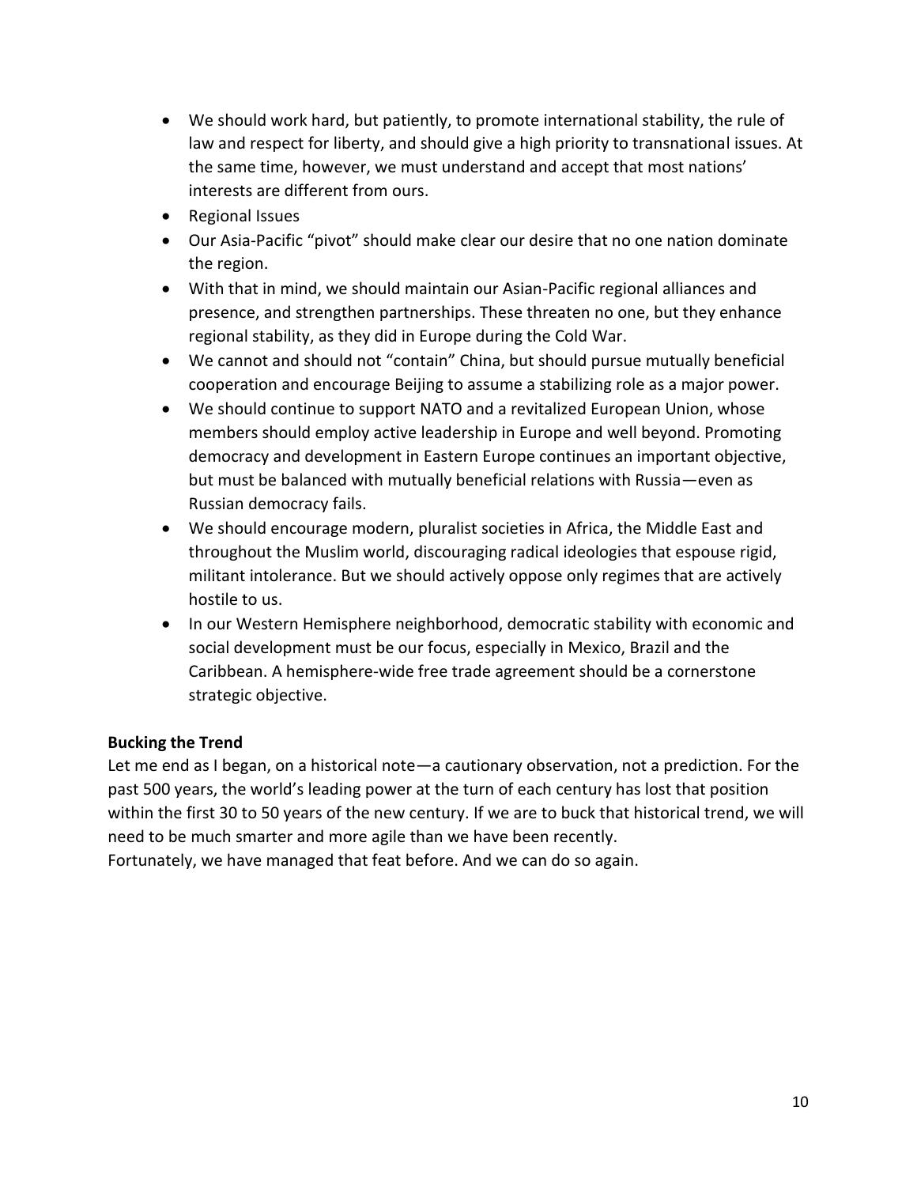- We should work hard, but patiently, to promote international stability, the rule of law and respect for liberty, and should give a high priority to transnational issues. At the same time, however, we must understand and accept that most nations' interests are different from ours.
- Regional Issues
- Our Asia-Pacific "pivot" should make clear our desire that no one nation dominate the region.
- With that in mind, we should maintain our Asian-Pacific regional alliances and presence, and strengthen partnerships. These threaten no one, but they enhance regional stability, as they did in Europe during the Cold War.
- We cannot and should not "contain" China, but should pursue mutually beneficial cooperation and encourage Beijing to assume a stabilizing role as a major power.
- We should continue to support NATO and a revitalized European Union, whose members should employ active leadership in Europe and well beyond. Promoting democracy and development in Eastern Europe continues an important objective, but must be balanced with mutually beneficial relations with Russia—even as Russian democracy fails.
- We should encourage modern, pluralist societies in Africa, the Middle East and throughout the Muslim world, discouraging radical ideologies that espouse rigid, militant intolerance. But we should actively oppose only regimes that are actively hostile to us.
- In our Western Hemisphere neighborhood, democratic stability with economic and social development must be our focus, especially in Mexico, Brazil and the Caribbean. A hemisphere-wide free trade agreement should be a cornerstone strategic objective.

**Bucking the Trend**

Let me end as I began, on a historical note—a cautionary observation, not a prediction. For the past 500 years, the world's leading power at the turn of each century has lost that position within the first 30 to 50 years of the new century. If we are to buck that historical trend, we will need to be much smarter and more agile than we have been recently.

Fortunately, we have managed that feat before. And we can do so again.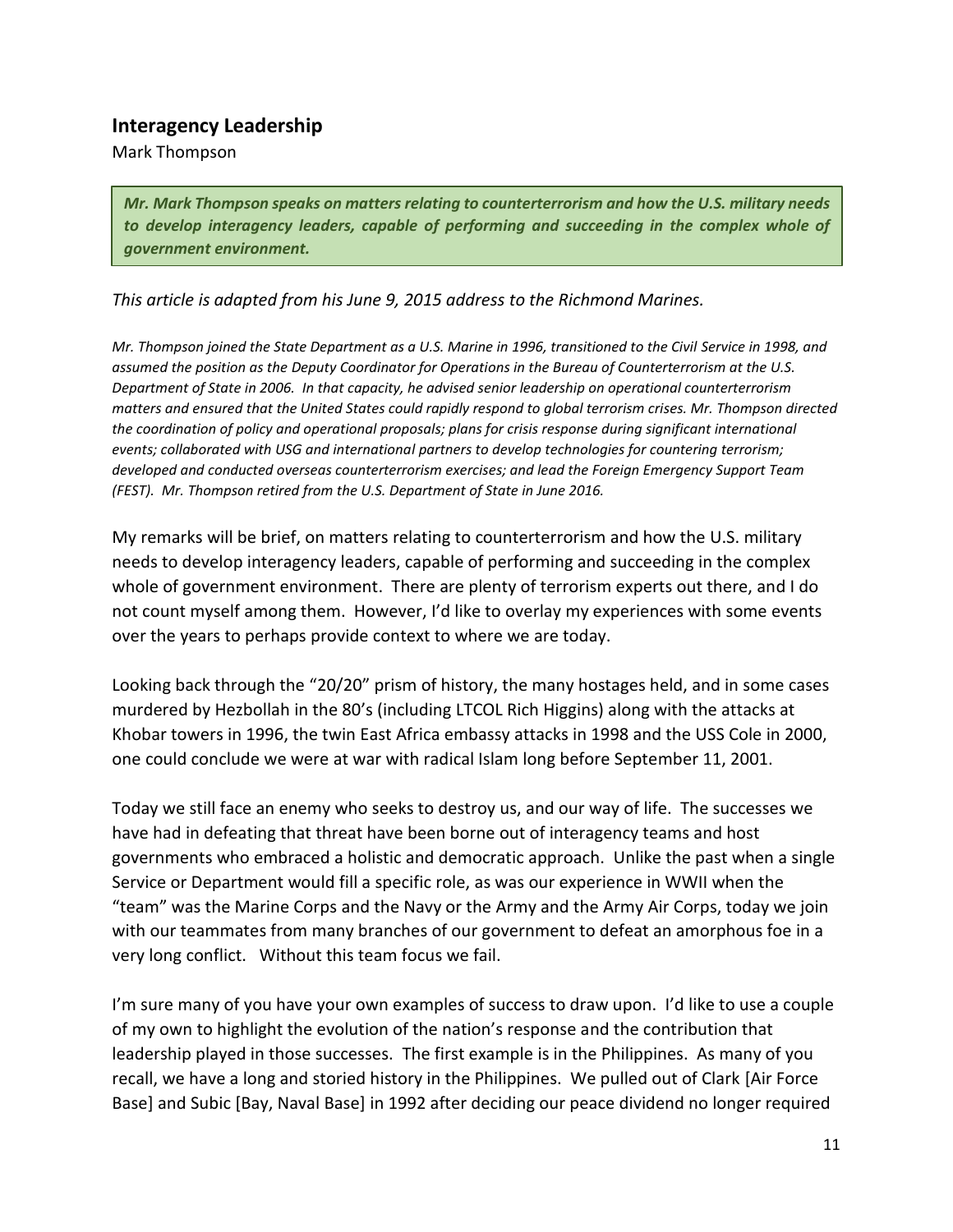## Interagency Leadership

Mark Thompson

***Mr. Mark Thompson speaks on matters relating to counterterrorism and how the U.S. military needs to develop interagency leaders, capable of performing and succeeding in the complex whole of government environment.***

*This article is adapted from his June 9, 2015 address to the Richmond Marines.*

*Mr. Thompson joined the State Department as a U.S. Marine in 1996, transitioned to the Civil Service in 1998, and assumed the position as the Deputy Coordinator for Operations in the Bureau of Counterterrorism at the U.S. Department of State in 2006. In that capacity, he advised senior leadership on operational counterterrorism matters and ensured that the United States could rapidly respond to global terrorism crises. Mr. Thompson directed the coordination of policy and operational proposals; plans for crisis response during significant international events; collaborated with USG and international partners to develop technologies for countering terrorism; developed and conducted overseas counterterrorism exercises; and lead the Foreign Emergency Support Team (FEST). Mr. Thompson retired from the U.S. Department of State in June 2016.*

My remarks will be brief, on matters relating to counterterrorism and how the U.S. military needs to develop interagency leaders, capable of performing and succeeding in the complex whole of government environment. There are plenty of terrorism experts out there, and I do not count myself among them. However, I'd like to overlay my experiences with some events over the years to perhaps provide context to where we are today.

Looking back through the "20/20" prism of history, the many hostages held, and in some cases murdered by Hezbollah in the 80's (including LTCOL Rich Higgins) along with the attacks at Khobar towers in 1996, the twin East Africa embassy attacks in 1998 and the USS Cole in 2000, one could conclude we were at war with radical Islam long before September 11, 2001.

Today we still face an enemy who seeks to destroy us, and our way of life. The successes we have had in defeating that threat have been borne out of interagency teams and host governments who embraced a holistic and democratic approach. Unlike the past when a single Service or Department would fill a specific role, as was our experience in WWII when the "team" was the Marine Corps and the Navy or the Army and the Army Air Corps, today we join with our teammates from many branches of our government to defeat an amorphous foe in a very long conflict. Without this team focus we fail.

I'm sure many of you have your own examples of success to draw upon. I'd like to use a couple of my own to highlight the evolution of the nation's response and the contribution that leadership played in those successes. The first example is in the Philippines. As many of you recall, we have a long and storied history in the Philippines. We pulled out of Clark [Air Force Base] and Subic [Bay, Naval Base] in 1992 after deciding our peace dividend no longer required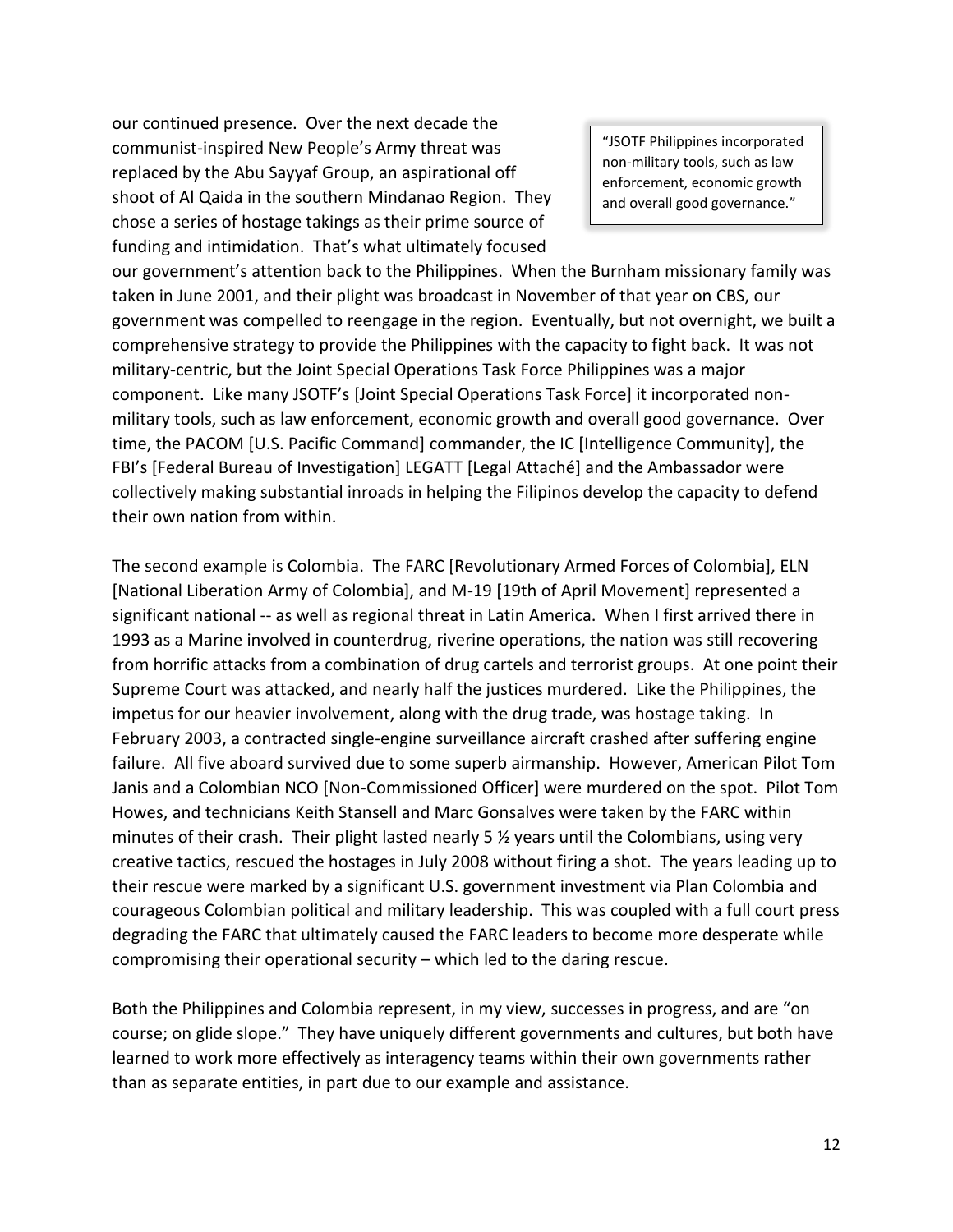our continued presence. Over the next decade the communist-inspired New People's Army threat was replaced by the Abu Sayyaf Group, an aspirational off shoot of Al Qaida in the southern Mindanao Region. They chose a series of hostage takings as their prime source of funding and intimidation. That's what ultimately focused our government's attention back to the Philippines. When the Burnham missionary family was taken in June 2001, and their plight was broadcast in November of that year on CBS, our government was compelled to reengage in the region. Eventually, but not overnight, we built a comprehensive strategy to provide the Philippines with the capacity to fight back. It was not military-centric, but the Joint Special Operations Task Force Philippines was a major component. Like many JSOTF's [Joint Special Operations Task Force] it incorporated non-military tools, such as law enforcement, economic growth and overall good governance. Over time, the PACOM [U.S. Pacific Command] commander, the IC [Intelligence Community], the FBI's [Federal Bureau of Investigation] LEGATT [Legal Attaché] and the Ambassador were collectively making substantial inroads in helping the Filipinos develop the capacity to defend their own nation from within.

> "JSOTF Philippines incorporated non-military tools, such as law enforcement, economic growth and overall good governance."

The second example is Colombia. The FARC [Revolutionary Armed Forces of Colombia], ELN [National Liberation Army of Colombia], and M-19 [19th of April Movement] represented a significant national -- as well as regional threat in Latin America. When I first arrived there in 1993 as a Marine involved in counterdrug, riverine operations, the nation was still recovering from horrific attacks from a combination of drug cartels and terrorist groups. At one point their Supreme Court was attacked, and nearly half the justices murdered. Like the Philippines, the impetus for our heavier involvement, along with the drug trade, was hostage taking. In February 2003, a contracted single-engine surveillance aircraft crashed after suffering engine failure. All five aboard survived due to some superb airmanship. However, American Pilot Tom Janis and a Colombian NCO [Non-Commissioned Officer] were murdered on the spot. Pilot Tom Howes, and technicians Keith Stansell and Marc Gonsalves were taken by the FARC within minutes of their crash. Their plight lasted nearly 5 ½ years until the Colombians, using very creative tactics, rescued the hostages in July 2008 without firing a shot. The years leading up to their rescue were marked by a significant U.S. government investment via Plan Colombia and courageous Colombian political and military leadership. This was coupled with a full court press degrading the FARC that ultimately caused the FARC leaders to become more desperate while compromising their operational security – which led to the daring rescue.

Both the Philippines and Colombia represent, in my view, successes in progress, and are "on course; on glide slope." They have uniquely different governments and cultures, but both have learned to work more effectively as interagency teams within their own governments rather than as separate entities, in part due to our example and assistance.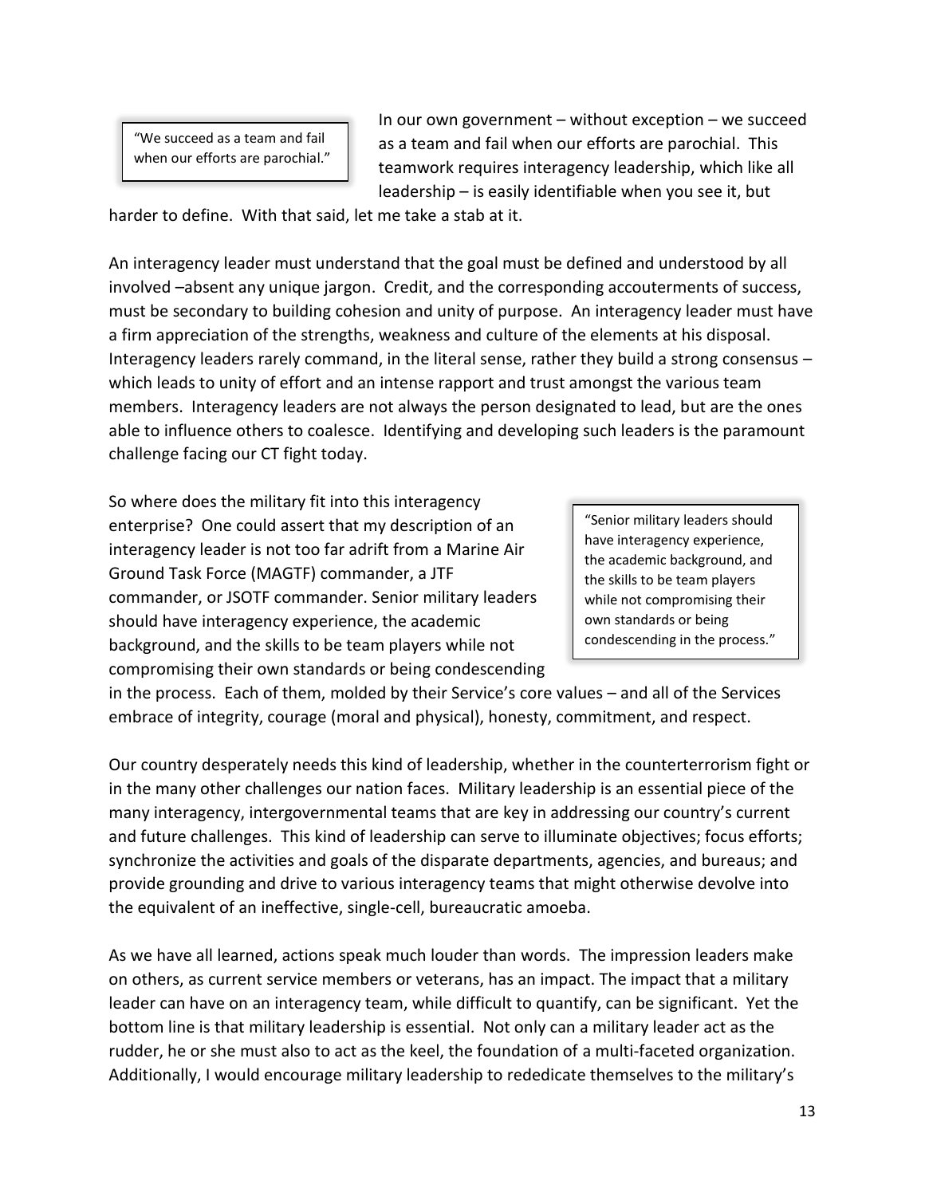> "We succeed as a team and fail when our efforts are parochial."

In our own government – without exception – we succeed as a team and fail when our efforts are parochial. This teamwork requires interagency leadership, which like all leadership – is easily identifiable when you see it, but harder to define. With that said, let me take a stab at it.

An interagency leader must understand that the goal must be defined and understood by all involved –absent any unique jargon. Credit, and the corresponding accouterments of success, must be secondary to building cohesion and unity of purpose. An interagency leader must have a firm appreciation of the strengths, weakness and culture of the elements at his disposal. Interagency leaders rarely command, in the literal sense, rather they build a strong consensus – which leads to unity of effort and an intense rapport and trust amongst the various team members. Interagency leaders are not always the person designated to lead, but are the ones able to influence others to coalesce. Identifying and developing such leaders is the paramount challenge facing our CT fight today.

> "Senior military leaders should have interagency experience, the academic background, and the skills to be team players while not compromising their own standards or being condescending in the process."

So where does the military fit into this interagency enterprise? One could assert that my description of an interagency leader is not too far adrift from a Marine Air Ground Task Force (MAGTF) commander, a JTF commander, or JSOTF commander. Senior military leaders should have interagency experience, the academic background, and the skills to be team players while not compromising their own standards or being condescending in the process. Each of them, molded by their Service's core values – and all of the Services embrace of integrity, courage (moral and physical), honesty, commitment, and respect.

Our country desperately needs this kind of leadership, whether in the counterterrorism fight or in the many other challenges our nation faces. Military leadership is an essential piece of the many interagency, intergovernmental teams that are key in addressing our country's current and future challenges. This kind of leadership can serve to illuminate objectives; focus efforts; synchronize the activities and goals of the disparate departments, agencies, and bureaus; and provide grounding and drive to various interagency teams that might otherwise devolve into the equivalent of an ineffective, single-cell, bureaucratic amoeba.

As we have all learned, actions speak much louder than words. The impression leaders make on others, as current service members or veterans, has an impact. The impact that a military leader can have on an interagency team, while difficult to quantify, can be significant. Yet the bottom line is that military leadership is essential. Not only can a military leader act as the rudder, he or she must also to act as the keel, the foundation of a multi-faceted organization. Additionally, I would encourage military leadership to rededicate themselves to the military's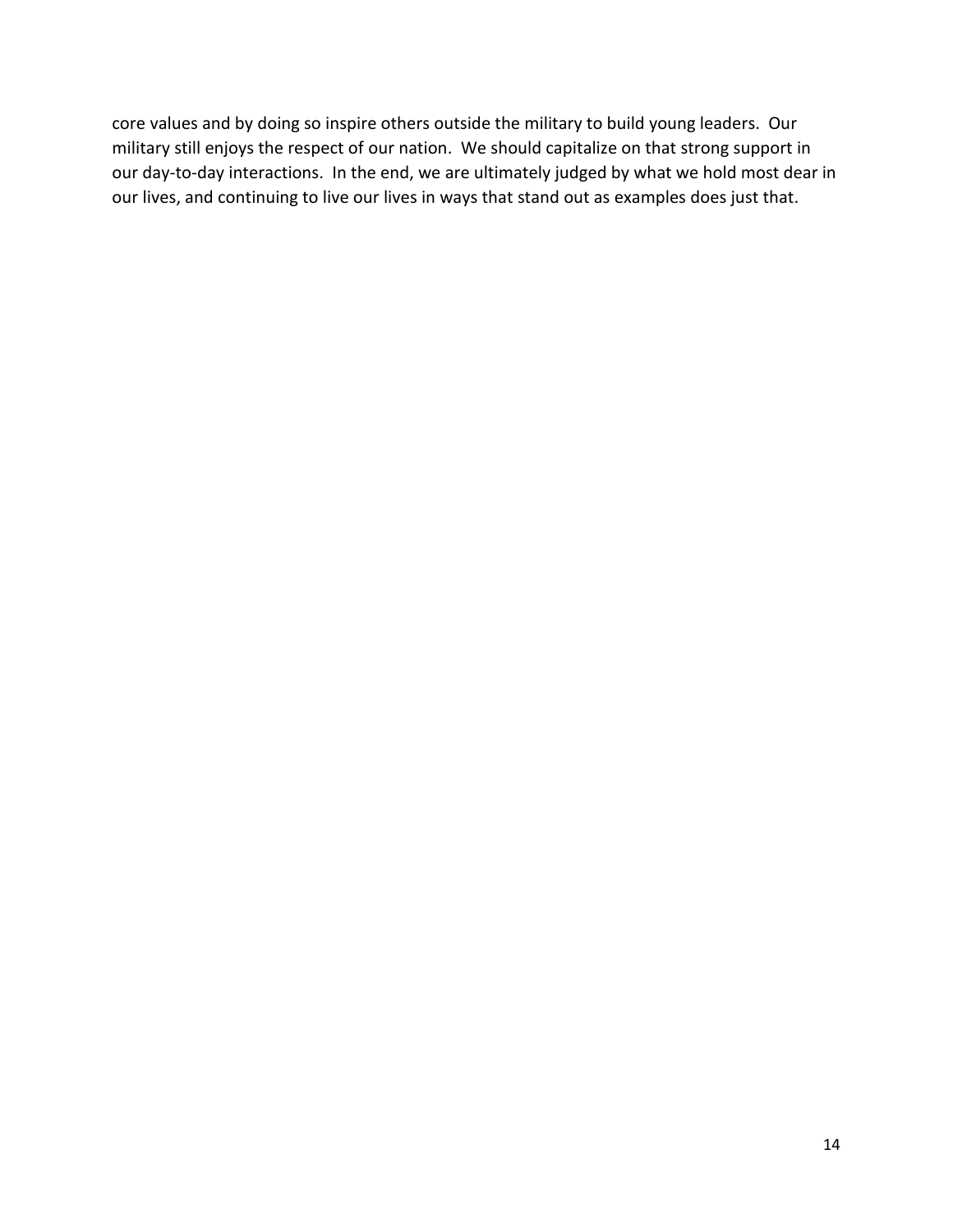core values and by doing so inspire others outside the military to build young leaders. Our military still enjoys the respect of our nation. We should capitalize on that strong support in our day-to-day interactions. In the end, we are ultimately judged by what we hold most dear in our lives, and continuing to live our lives in ways that stand out as examples does just that.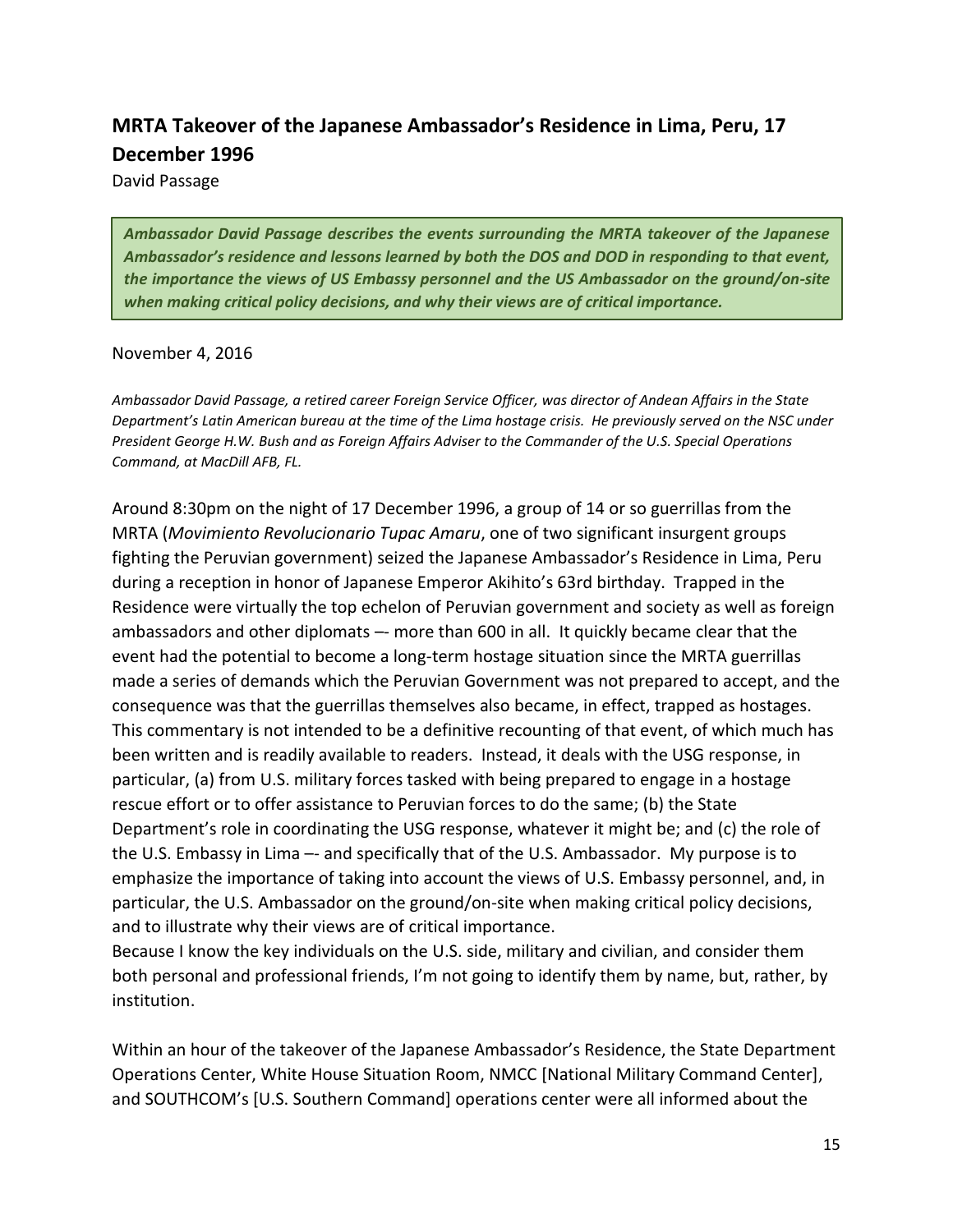## MRTA Takeover of the Japanese Ambassador's Residence in Lima, Peru, 17 December 1996

David Passage

> ***Ambassador David Passage describes the events surrounding the MRTA takeover of the Japanese Ambassador's residence and lessons learned by both the DOS and DOD in responding to that event, the importance the views of US Embassy personnel and the US Ambassador on the ground/on-site when making critical policy decisions, and why their views are of critical importance.***

November 4, 2016

*Ambassador David Passage, a retired career Foreign Service Officer, was director of Andean Affairs in the State Department's Latin American bureau at the time of the Lima hostage crisis. He previously served on the NSC under President George H.W. Bush and as Foreign Affairs Adviser to the Commander of the U.S. Special Operations Command, at MacDill AFB, FL.*

Around 8:30pm on the night of 17 December 1996, a group of 14 or so guerrillas from the MRTA (*Movimiento Revolucionario Tupac Amaru*, one of two significant insurgent groups fighting the Peruvian government) seized the Japanese Ambassador's Residence in Lima, Peru during a reception in honor of Japanese Emperor Akihito's 63rd birthday. Trapped in the Residence were virtually the top echelon of Peruvian government and society as well as foreign ambassadors and other diplomats –- more than 600 in all. It quickly became clear that the event had the potential to become a long-term hostage situation since the MRTA guerrillas made a series of demands which the Peruvian Government was not prepared to accept, and the consequence was that the guerrillas themselves also became, in effect, trapped as hostages. This commentary is not intended to be a definitive recounting of that event, of which much has been written and is readily available to readers. Instead, it deals with the USG response, in particular, (a) from U.S. military forces tasked with being prepared to engage in a hostage rescue effort or to offer assistance to Peruvian forces to do the same; (b) the State Department's role in coordinating the USG response, whatever it might be; and (c) the role of the U.S. Embassy in Lima –- and specifically that of the U.S. Ambassador. My purpose is to emphasize the importance of taking into account the views of U.S. Embassy personnel, and, in particular, the U.S. Ambassador on the ground/on-site when making critical policy decisions, and to illustrate why their views are of critical importance.

Because I know the key individuals on the U.S. side, military and civilian, and consider them both personal and professional friends, I'm not going to identify them by name, but, rather, by institution.

Within an hour of the takeover of the Japanese Ambassador's Residence, the State Department Operations Center, White House Situation Room, NMCC [National Military Command Center], and SOUTHCOM's [U.S. Southern Command] operations center were all informed about the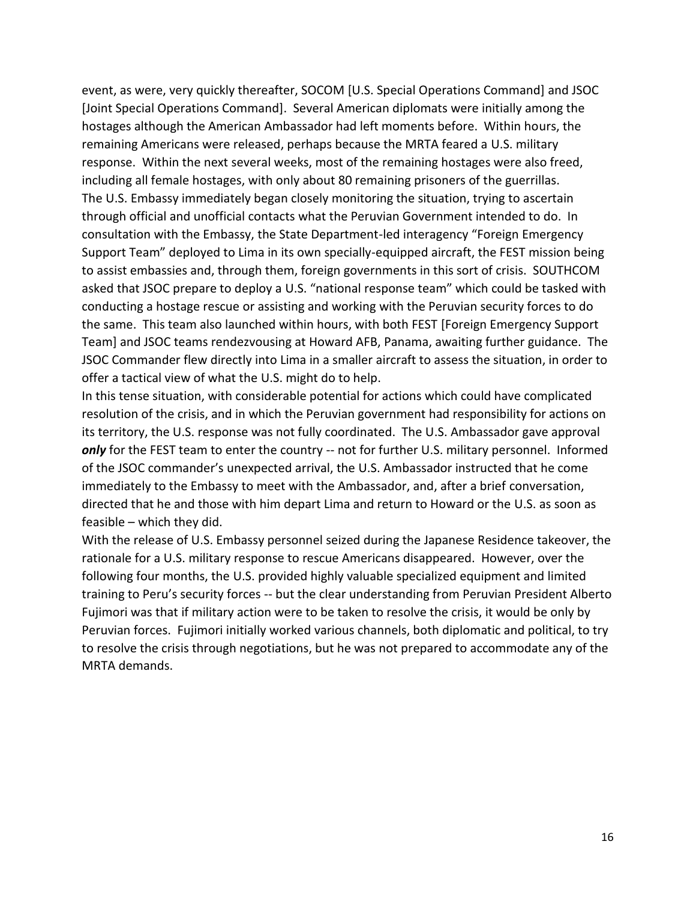event, as were, very quickly thereafter, SOCOM [U.S. Special Operations Command] and JSOC [Joint Special Operations Command]. Several American diplomats were initially among the hostages although the American Ambassador had left moments before. Within hours, the remaining Americans were released, perhaps because the MRTA feared a U.S. military response. Within the next several weeks, most of the remaining hostages were also freed, including all female hostages, with only about 80 remaining prisoners of the guerrillas.

The U.S. Embassy immediately began closely monitoring the situation, trying to ascertain through official and unofficial contacts what the Peruvian Government intended to do. In consultation with the Embassy, the State Department-led interagency "Foreign Emergency Support Team" deployed to Lima in its own specially-equipped aircraft, the FEST mission being to assist embassies and, through them, foreign governments in this sort of crisis. SOUTHCOM asked that JSOC prepare to deploy a U.S. "national response team" which could be tasked with conducting a hostage rescue or assisting and working with the Peruvian security forces to do the same. This team also launched within hours, with both FEST [Foreign Emergency Support Team] and JSOC teams rendezvousing at Howard AFB, Panama, awaiting further guidance. The JSOC Commander flew directly into Lima in a smaller aircraft to assess the situation, in order to offer a tactical view of what the U.S. might do to help.

In this tense situation, with considerable potential for actions which could have complicated resolution of the crisis, and in which the Peruvian government had responsibility for actions on its territory, the U.S. response was not fully coordinated. The U.S. Ambassador gave approval ***only*** for the FEST team to enter the country -- not for further U.S. military personnel. Informed of the JSOC commander's unexpected arrival, the U.S. Ambassador instructed that he come immediately to the Embassy to meet with the Ambassador, and, after a brief conversation, directed that he and those with him depart Lima and return to Howard or the U.S. as soon as feasible – which they did.

With the release of U.S. Embassy personnel seized during the Japanese Residence takeover, the rationale for a U.S. military response to rescue Americans disappeared. However, over the following four months, the U.S. provided highly valuable specialized equipment and limited training to Peru's security forces -- but the clear understanding from Peruvian President Alberto Fujimori was that if military action were to be taken to resolve the crisis, it would be only by Peruvian forces. Fujimori initially worked various channels, both diplomatic and political, to try to resolve the crisis through negotiations, but he was not prepared to accommodate any of the MRTA demands.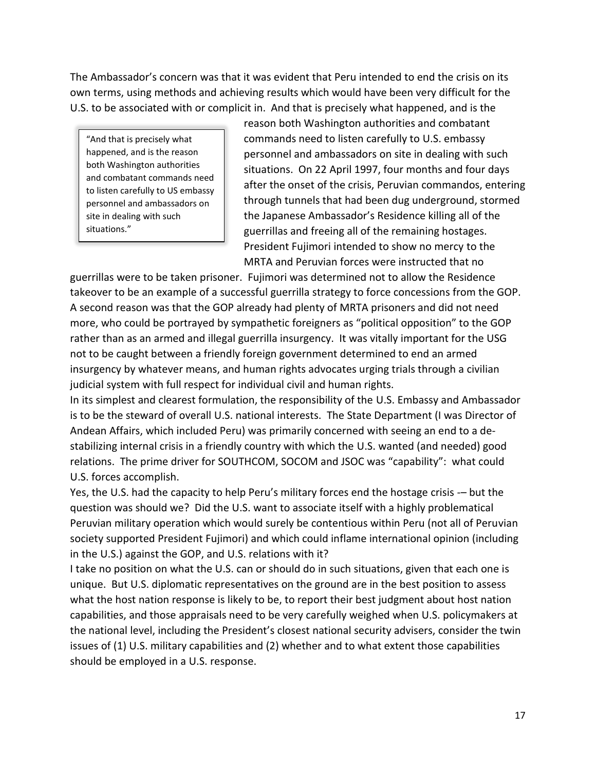The Ambassador's concern was that it was evident that Peru intended to end the crisis on its own terms, using methods and achieving results which would have been very difficult for the U.S. to be associated with or complicit in. And that is precisely what happened, and is the reason both Washington authorities and combatant commands need to listen carefully to U.S. embassy personnel and ambassadors on site in dealing with such situations. On 22 April 1997, four months and four days after the onset of the crisis, Peruvian commandos, entering through tunnels that had been dug underground, stormed the Japanese Ambassador's Residence killing all of the guerrillas and freeing all of the remaining hostages. President Fujimori intended to show no mercy to the MRTA and Peruvian forces were instructed that no guerrillas were to be taken prisoner. Fujimori was determined not to allow the Residence takeover to be an example of a successful guerrilla strategy to force concessions from the GOP. A second reason was that the GOP already had plenty of MRTA prisoners and did not need more, who could be portrayed by sympathetic foreigners as "political opposition" to the GOP rather than as an armed and illegal guerrilla insurgency. It was vitally important for the USG not to be caught between a friendly foreign government determined to end an armed insurgency by whatever means, and human rights advocates urging trials through a civilian judicial system with full respect for individual civil and human rights.

> "And that is precisely what happened, and is the reason both Washington authorities and combatant commands need to listen carefully to US embassy personnel and ambassadors on site in dealing with such situations."

In its simplest and clearest formulation, the responsibility of the U.S. Embassy and Ambassador is to be the steward of overall U.S. national interests. The State Department (I was Director of Andean Affairs, which included Peru) was primarily concerned with seeing an end to a de-stabilizing internal crisis in a friendly country with which the U.S. wanted (and needed) good relations. The prime driver for SOUTHCOM, SOCOM and JSOC was "capability": what could U.S. forces accomplish.

Yes, the U.S. had the capacity to help Peru's military forces end the hostage crisis -– but the question was should we? Did the U.S. want to associate itself with a highly problematical Peruvian military operation which would surely be contentious within Peru (not all of Peruvian society supported President Fujimori) and which could inflame international opinion (including in the U.S.) against the GOP, and U.S. relations with it?

I take no position on what the U.S. can or should do in such situations, given that each one is unique. But U.S. diplomatic representatives on the ground are in the best position to assess what the host nation response is likely to be, to report their best judgment about host nation capabilities, and those appraisals need to be very carefully weighed when U.S. policymakers at the national level, including the President's closest national security advisers, consider the twin issues of (1) U.S. military capabilities and (2) whether and to what extent those capabilities should be employed in a U.S. response.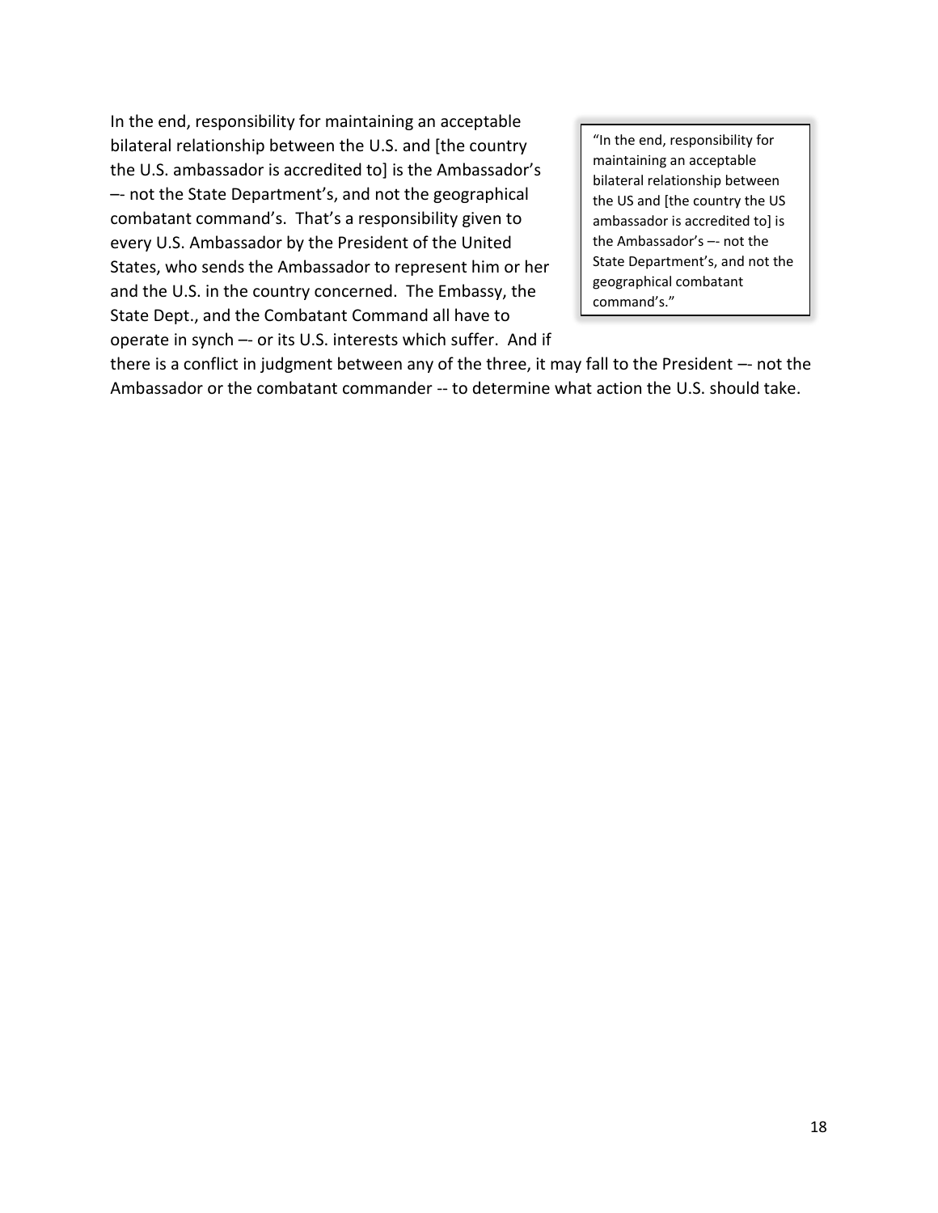In the end, responsibility for maintaining an acceptable bilateral relationship between the U.S. and [the country the U.S. ambassador is accredited to] is the Ambassador's –- not the State Department's, and not the geographical combatant command's. That's a responsibility given to every U.S. Ambassador by the President of the United States, who sends the Ambassador to represent him or her and the U.S. in the country concerned. The Embassy, the State Dept., and the Combatant Command all have to operate in synch –- or its U.S. interests which suffer. And if there is a conflict in judgment between any of the three, it may fall to the President –- not the Ambassador or the combatant commander -- to determine what action the U.S. should take.

> "In the end, responsibility for maintaining an acceptable bilateral relationship between the US and [the country the US ambassador is accredited to] is the Ambassador's –- not the State Department's, and not the geographical combatant command's."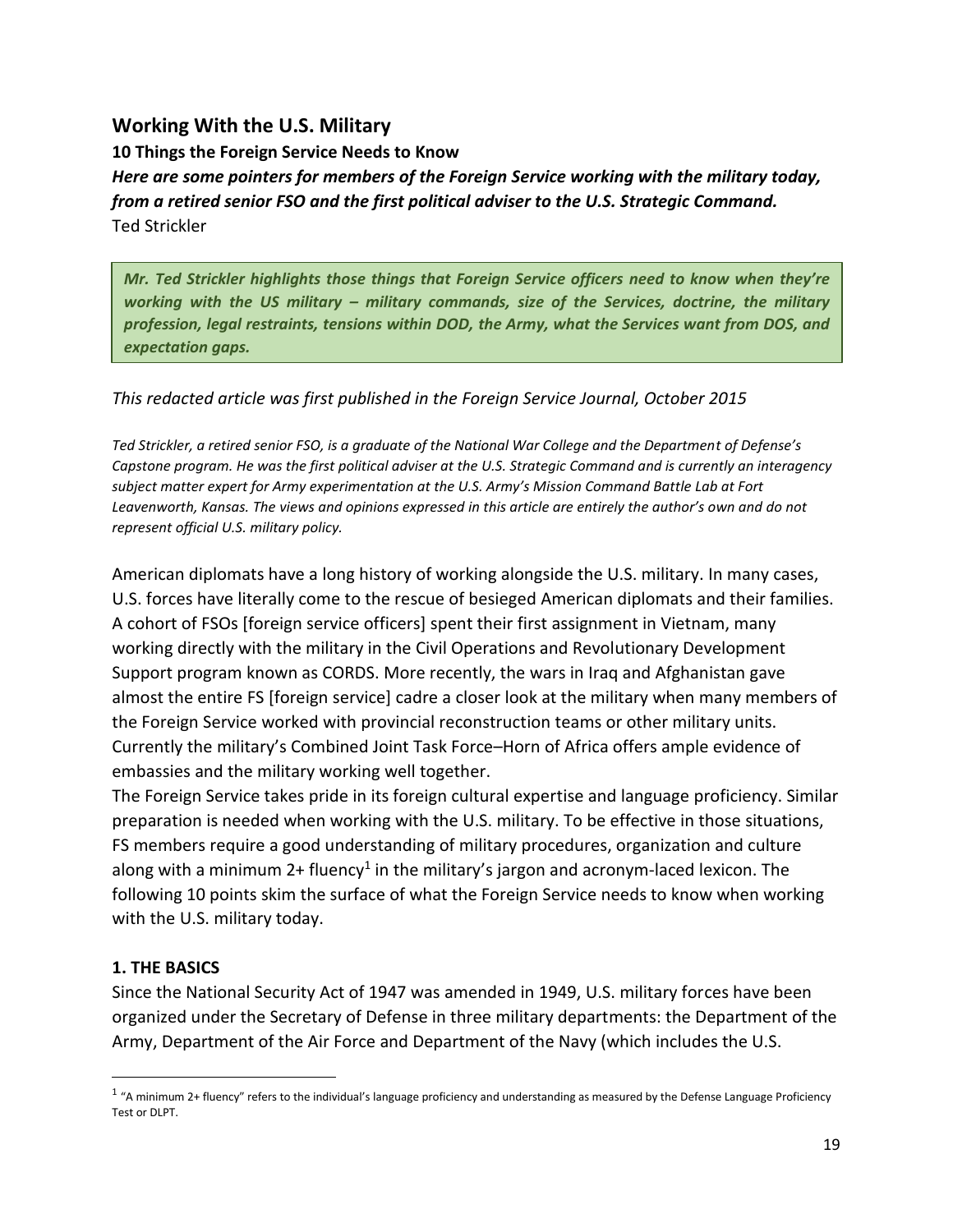## Working With the U.S. Military

### 10 Things the Foreign Service Needs to Know

***Here are some pointers for members of the Foreign Service working with the military today, from a retired senior FSO and the first political adviser to the U.S. Strategic Command.***

Ted Strickler

> ***Mr. Ted Strickler highlights those things that Foreign Service officers need to know when they're working with the US military – military commands, size of the Services, doctrine, the military profession, legal restraints, tensions within DOD, the Army, what the Services want from DOS, and expectation gaps.***

*This redacted article was first published in the Foreign Service Journal, October 2015*

*Ted Strickler, a retired senior FSO, is a graduate of the National War College and the Department of Defense's Capstone program. He was the first political adviser at the U.S. Strategic Command and is currently an interagency subject matter expert for Army experimentation at the U.S. Army's Mission Command Battle Lab at Fort Leavenworth, Kansas. The views and opinions expressed in this article are entirely the author's own and do not represent official U.S. military policy.*

American diplomats have a long history of working alongside the U.S. military. In many cases, U.S. forces have literally come to the rescue of besieged American diplomats and their families. A cohort of FSOs [foreign service officers] spent their first assignment in Vietnam, many working directly with the military in the Civil Operations and Revolutionary Development Support program known as CORDS. More recently, the wars in Iraq and Afghanistan gave almost the entire FS [foreign service] cadre a closer look at the military when many members of the Foreign Service worked with provincial reconstruction teams or other military units. Currently the military's Combined Joint Task Force–Horn of Africa offers ample evidence of embassies and the military working well together.

The Foreign Service takes pride in its foreign cultural expertise and language proficiency. Similar preparation is needed when working with the U.S. military. To be effective in those situations, FS members require a good understanding of military procedures, organization and culture along with a minimum 2+ fluency[1] in the military's jargon and acronym-laced lexicon. The following 10 points skim the surface of what the Foreign Service needs to know when working with the U.S. military today.

### 1. THE BASICS

Since the National Security Act of 1947 was amended in 1949, U.S. military forces have been organized under the Secretary of Defense in three military departments: the Department of the Army, Department of the Air Force and Department of the Navy (which includes the U.S.

---

[1] "A minimum 2+ fluency" refers to the individual's language proficiency and understanding as measured by the Defense Language Proficiency Test or DLPT.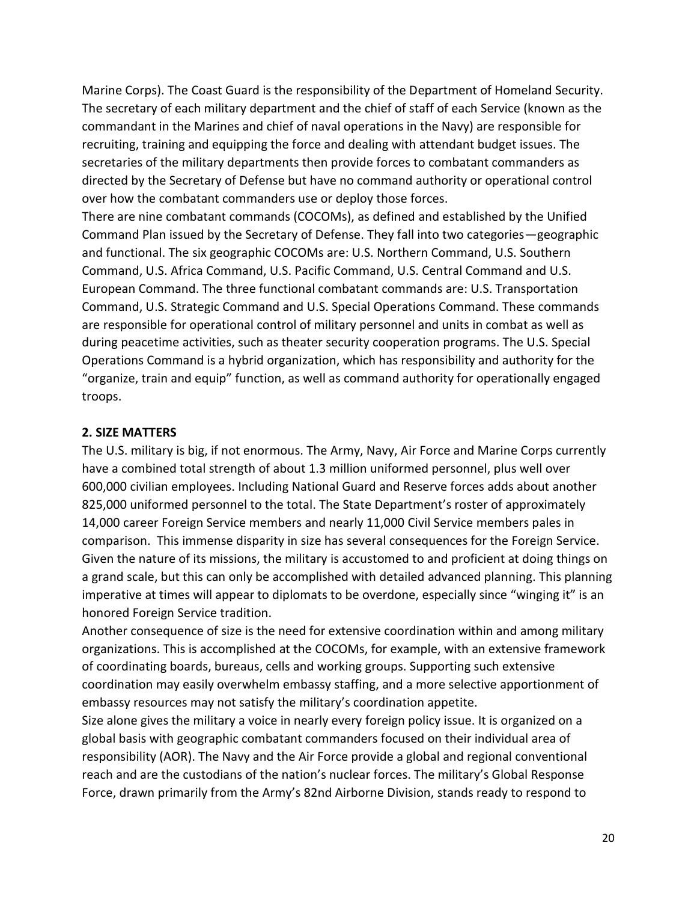Marine Corps). The Coast Guard is the responsibility of the Department of Homeland Security. The secretary of each military department and the chief of staff of each Service (known as the commandant in the Marines and chief of naval operations in the Navy) are responsible for recruiting, training and equipping the force and dealing with attendant budget issues. The secretaries of the military departments then provide forces to combatant commanders as directed by the Secretary of Defense but have no command authority or operational control over how the combatant commanders use or deploy those forces.

There are nine combatant commands (COCOMs), as defined and established by the Unified Command Plan issued by the Secretary of Defense. They fall into two categories—geographic and functional. The six geographic COCOMs are: U.S. Northern Command, U.S. Southern Command, U.S. Africa Command, U.S. Pacific Command, U.S. Central Command and U.S. European Command. The three functional combatant commands are: U.S. Transportation Command, U.S. Strategic Command and U.S. Special Operations Command. These commands are responsible for operational control of military personnel and units in combat as well as during peacetime activities, such as theater security cooperation programs. The U.S. Special Operations Command is a hybrid organization, which has responsibility and authority for the "organize, train and equip" function, as well as command authority for operationally engaged troops.

**2. SIZE MATTERS**

The U.S. military is big, if not enormous. The Army, Navy, Air Force and Marine Corps currently have a combined total strength of about 1.3 million uniformed personnel, plus well over 600,000 civilian employees. Including National Guard and Reserve forces adds about another 825,000 uniformed personnel to the total. The State Department's roster of approximately 14,000 career Foreign Service members and nearly 11,000 Civil Service members pales in comparison. This immense disparity in size has several consequences for the Foreign Service. Given the nature of its missions, the military is accustomed to and proficient at doing things on a grand scale, but this can only be accomplished with detailed advanced planning. This planning imperative at times will appear to diplomats to be overdone, especially since "winging it" is an honored Foreign Service tradition.

Another consequence of size is the need for extensive coordination within and among military organizations. This is accomplished at the COCOMs, for example, with an extensive framework of coordinating boards, bureaus, cells and working groups. Supporting such extensive coordination may easily overwhelm embassy staffing, and a more selective apportionment of embassy resources may not satisfy the military's coordination appetite.

Size alone gives the military a voice in nearly every foreign policy issue. It is organized on a global basis with geographic combatant commanders focused on their individual area of responsibility (AOR). The Navy and the Air Force provide a global and regional conventional reach and are the custodians of the nation's nuclear forces. The military's Global Response Force, drawn primarily from the Army's 82nd Airborne Division, stands ready to respond to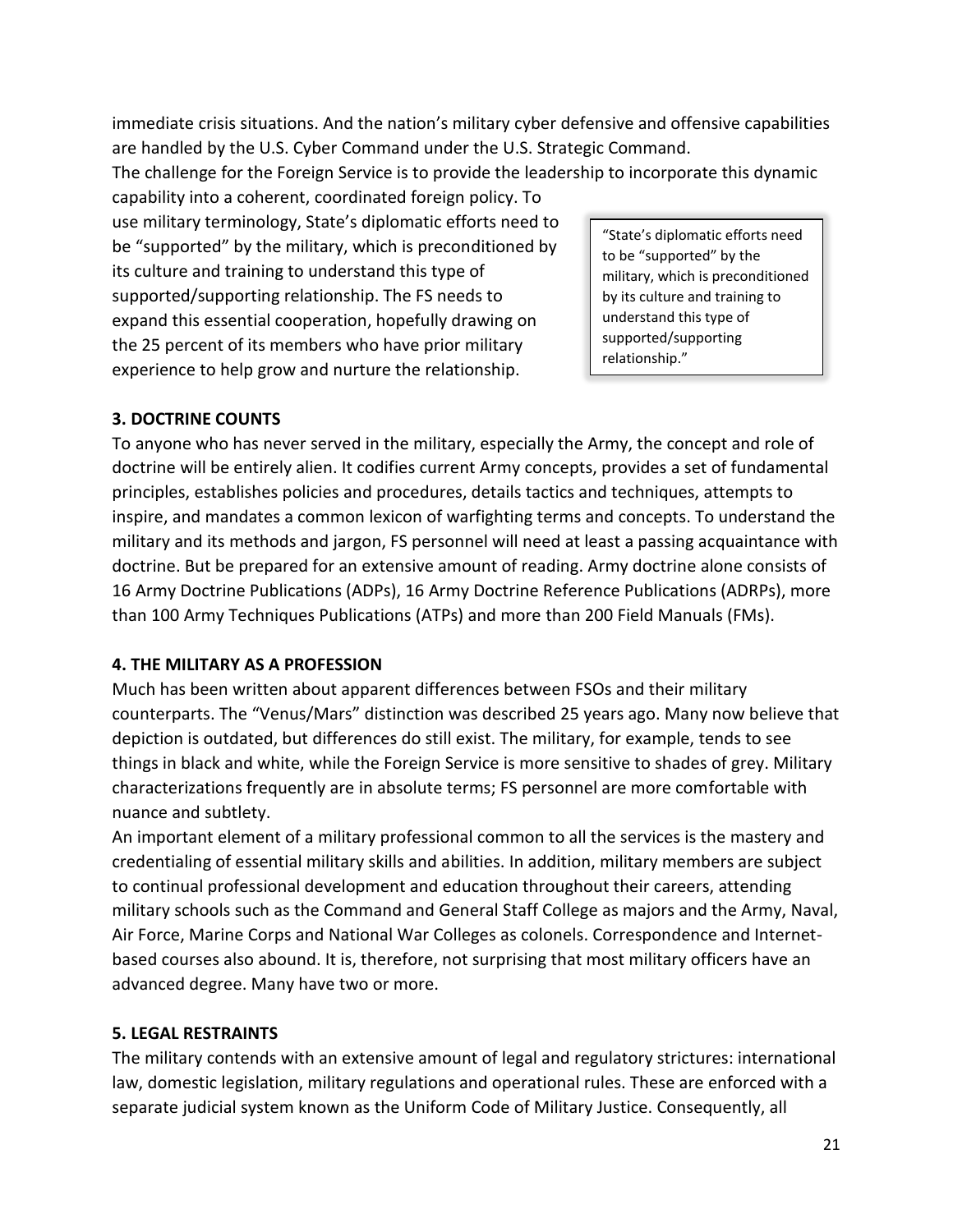immediate crisis situations. And the nation's military cyber defensive and offensive capabilities are handled by the U.S. Cyber Command under the U.S. Strategic Command.

The challenge for the Foreign Service is to provide the leadership to incorporate this dynamic capability into a coherent, coordinated foreign policy. To use military terminology, State's diplomatic efforts need to be "supported" by the military, which is preconditioned by its culture and training to understand this type of supported/supporting relationship. The FS needs to expand this essential cooperation, hopefully drawing on the 25 percent of its members who have prior military experience to help grow and nurture the relationship.

> "State's diplomatic efforts need to be "supported" by the military, which is preconditioned by its culture and training to understand this type of supported/supporting relationship."

**3. DOCTRINE COUNTS**

To anyone who has never served in the military, especially the Army, the concept and role of doctrine will be entirely alien. It codifies current Army concepts, provides a set of fundamental principles, establishes policies and procedures, details tactics and techniques, attempts to inspire, and mandates a common lexicon of warfighting terms and concepts. To understand the military and its methods and jargon, FS personnel will need at least a passing acquaintance with doctrine. But be prepared for an extensive amount of reading. Army doctrine alone consists of 16 Army Doctrine Publications (ADPs), 16 Army Doctrine Reference Publications (ADRPs), more than 100 Army Techniques Publications (ATPs) and more than 200 Field Manuals (FMs).

**4. THE MILITARY AS A PROFESSION**

Much has been written about apparent differences between FSOs and their military counterparts. The "Venus/Mars" distinction was described 25 years ago. Many now believe that depiction is outdated, but differences do still exist. The military, for example, tends to see things in black and white, while the Foreign Service is more sensitive to shades of grey. Military characterizations frequently are in absolute terms; FS personnel are more comfortable with nuance and subtlety.

An important element of a military professional common to all the services is the mastery and credentialing of essential military skills and abilities. In addition, military members are subject to continual professional development and education throughout their careers, attending military schools such as the Command and General Staff College as majors and the Army, Naval, Air Force, Marine Corps and National War Colleges as colonels. Correspondence and Internet-based courses also abound. It is, therefore, not surprising that most military officers have an advanced degree. Many have two or more.

**5. LEGAL RESTRAINTS**

The military contends with an extensive amount of legal and regulatory strictures: international law, domestic legislation, military regulations and operational rules. These are enforced with a separate judicial system known as the Uniform Code of Military Justice. Consequently, all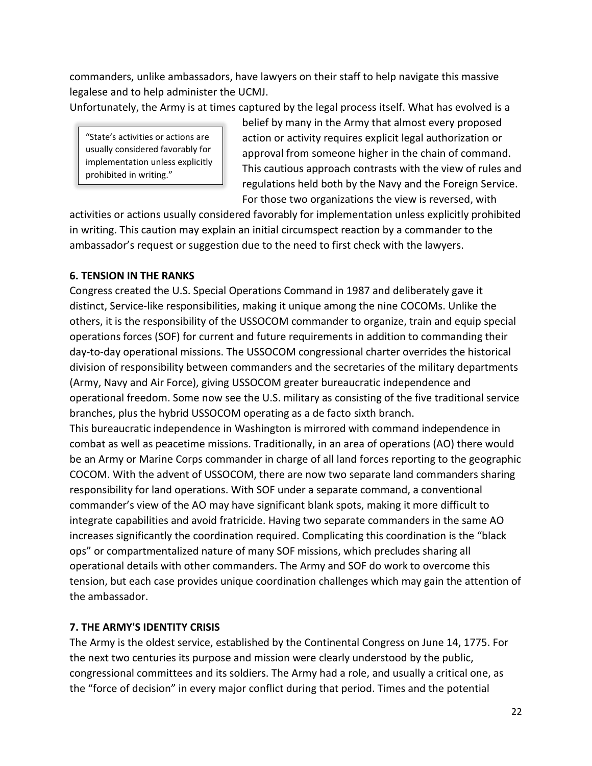commanders, unlike ambassadors, have lawyers on their staff to help navigate this massive legalese and to help administer the UCMJ.

Unfortunately, the Army is at times captured by the legal process itself. What has evolved is a belief by many in the Army that almost every proposed action or activity requires explicit legal authorization or approval from someone higher in the chain of command. This cautious approach contrasts with the view of rules and regulations held both by the Navy and the Foreign Service. For those two organizations the view is reversed, with activities or actions usually considered favorably for implementation unless explicitly prohibited in writing. This caution may explain an initial circumspect reaction by a commander to the ambassador's request or suggestion due to the need to first check with the lawyers.

> "State's activities or actions are usually considered favorably for implementation unless explicitly prohibited in writing."

**6. TENSION IN THE RANKS**

Congress created the U.S. Special Operations Command in 1987 and deliberately gave it distinct, Service-like responsibilities, making it unique among the nine COCOMs. Unlike the others, it is the responsibility of the USSOCOM commander to organize, train and equip special operations forces (SOF) for current and future requirements in addition to commanding their day-to-day operational missions. The USSOCOM congressional charter overrides the historical division of responsibility between commanders and the secretaries of the military departments (Army, Navy and Air Force), giving USSOCOM greater bureaucratic independence and operational freedom. Some now see the U.S. military as consisting of the five traditional service branches, plus the hybrid USSOCOM operating as a de facto sixth branch.

This bureaucratic independence in Washington is mirrored with command independence in combat as well as peacetime missions. Traditionally, in an area of operations (AO) there would be an Army or Marine Corps commander in charge of all land forces reporting to the geographic COCOM. With the advent of USSOCOM, there are now two separate land commanders sharing responsibility for land operations. With SOF under a separate command, a conventional commander's view of the AO may have significant blank spots, making it more difficult to integrate capabilities and avoid fratricide. Having two separate commanders in the same AO increases significantly the coordination required. Complicating this coordination is the "black ops" or compartmentalized nature of many SOF missions, which precludes sharing all operational details with other commanders. The Army and SOF do work to overcome this tension, but each case provides unique coordination challenges which may gain the attention of the ambassador.

**7. THE ARMY'S IDENTITY CRISIS**

The Army is the oldest service, established by the Continental Congress on June 14, 1775. For the next two centuries its purpose and mission were clearly understood by the public, congressional committees and its soldiers. The Army had a role, and usually a critical one, as the "force of decision" in every major conflict during that period. Times and the potential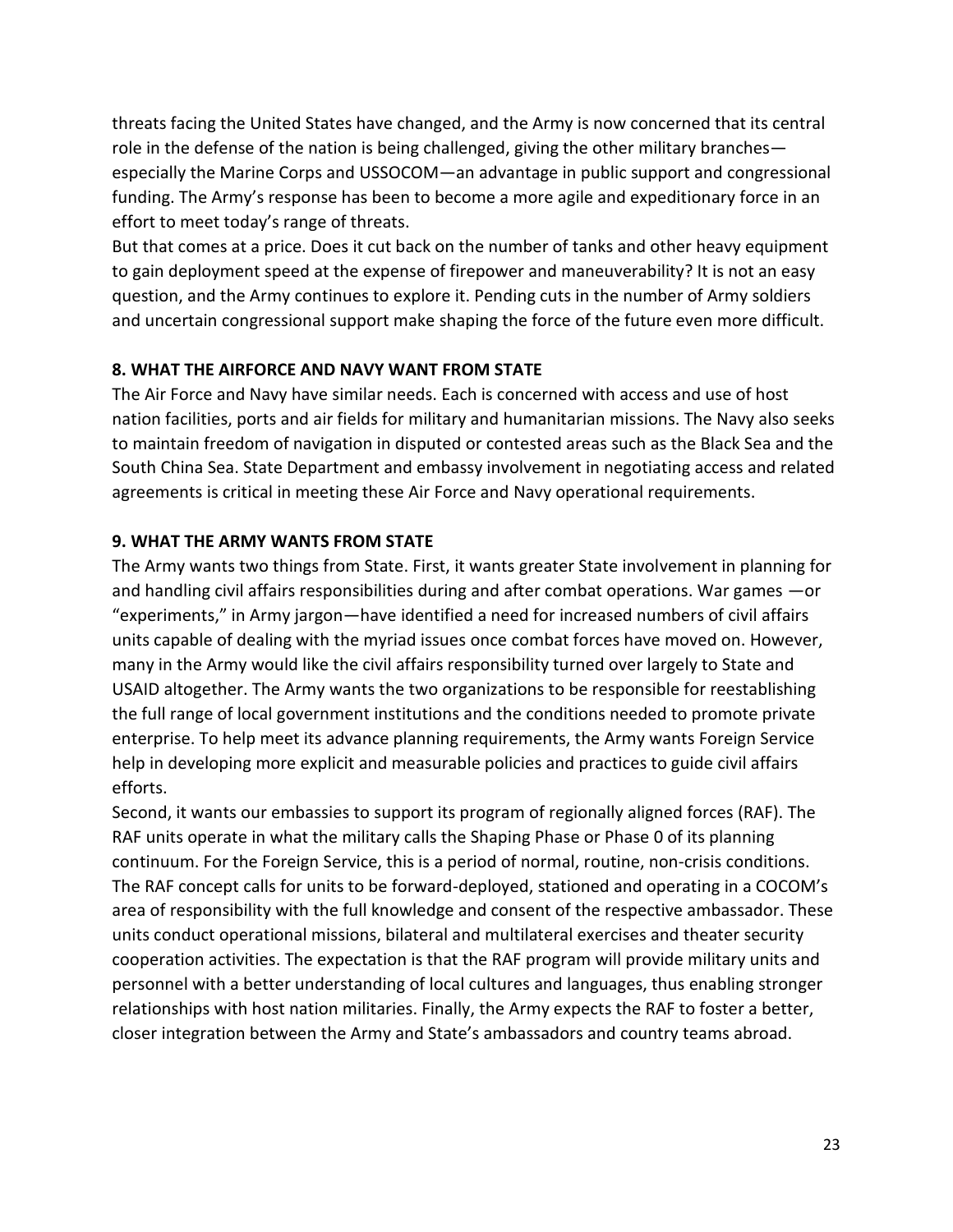threats facing the United States have changed, and the Army is now concerned that its central role in the defense of the nation is being challenged, giving the other military branches—especially the Marine Corps and USSOCOM—an advantage in public support and congressional funding. The Army's response has been to become a more agile and expeditionary force in an effort to meet today's range of threats.

But that comes at a price. Does it cut back on the number of tanks and other heavy equipment to gain deployment speed at the expense of firepower and maneuverability? It is not an easy question, and the Army continues to explore it. Pending cuts in the number of Army soldiers and uncertain congressional support make shaping the force of the future even more difficult.

**8. WHAT THE AIRFORCE AND NAVY WANT FROM STATE**

The Air Force and Navy have similar needs. Each is concerned with access and use of host nation facilities, ports and air fields for military and humanitarian missions. The Navy also seeks to maintain freedom of navigation in disputed or contested areas such as the Black Sea and the South China Sea. State Department and embassy involvement in negotiating access and related agreements is critical in meeting these Air Force and Navy operational requirements.

**9. WHAT THE ARMY WANTS FROM STATE**

The Army wants two things from State. First, it wants greater State involvement in planning for and handling civil affairs responsibilities during and after combat operations. War games —or "experiments," in Army jargon—have identified a need for increased numbers of civil affairs units capable of dealing with the myriad issues once combat forces have moved on. However, many in the Army would like the civil affairs responsibility turned over largely to State and USAID altogether. The Army wants the two organizations to be responsible for reestablishing the full range of local government institutions and the conditions needed to promote private enterprise. To help meet its advance planning requirements, the Army wants Foreign Service help in developing more explicit and measurable policies and practices to guide civil affairs efforts.

Second, it wants our embassies to support its program of regionally aligned forces (RAF). The RAF units operate in what the military calls the Shaping Phase or Phase 0 of its planning continuum. For the Foreign Service, this is a period of normal, routine, non-crisis conditions. The RAF concept calls for units to be forward-deployed, stationed and operating in a COCOM's area of responsibility with the full knowledge and consent of the respective ambassador. These units conduct operational missions, bilateral and multilateral exercises and theater security cooperation activities. The expectation is that the RAF program will provide military units and personnel with a better understanding of local cultures and languages, thus enabling stronger relationships with host nation militaries. Finally, the Army expects the RAF to foster a better, closer integration between the Army and State's ambassadors and country teams abroad.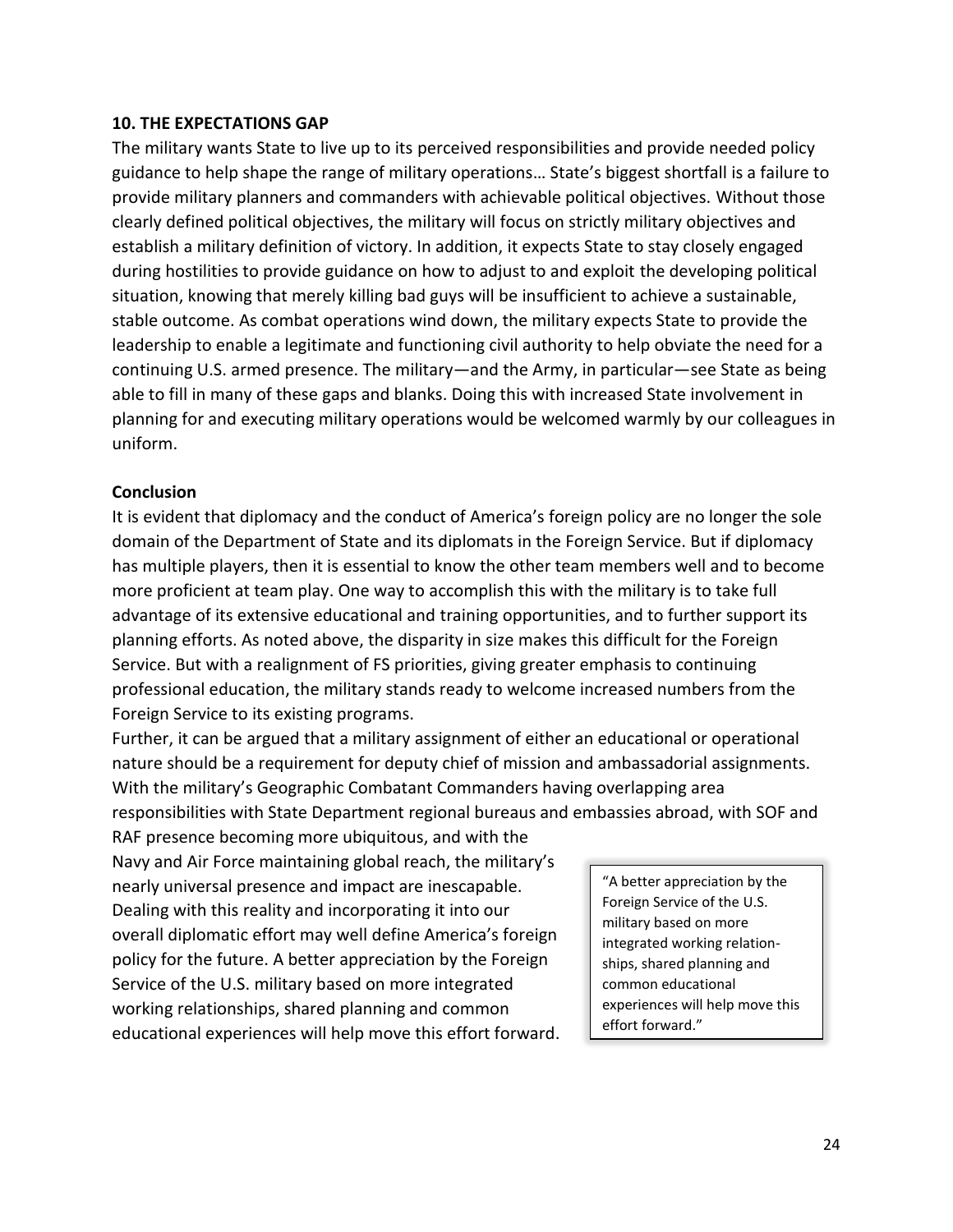### 10. THE EXPECTATIONS GAP

The military wants State to live up to its perceived responsibilities and provide needed policy guidance to help shape the range of military operations… State's biggest shortfall is a failure to provide military planners and commanders with achievable political objectives. Without those clearly defined political objectives, the military will focus on strictly military objectives and establish a military definition of victory. In addition, it expects State to stay closely engaged during hostilities to provide guidance on how to adjust to and exploit the developing political situation, knowing that merely killing bad guys will be insufficient to achieve a sustainable, stable outcome. As combat operations wind down, the military expects State to provide the leadership to enable a legitimate and functioning civil authority to help obviate the need for a continuing U.S. armed presence. The military—and the Army, in particular—see State as being able to fill in many of these gaps and blanks. Doing this with increased State involvement in planning for and executing military operations would be welcomed warmly by our colleagues in uniform.

### Conclusion

It is evident that diplomacy and the conduct of America's foreign policy are no longer the sole domain of the Department of State and its diplomats in the Foreign Service. But if diplomacy has multiple players, then it is essential to know the other team members well and to become more proficient at team play. One way to accomplish this with the military is to take full advantage of its extensive educational and training opportunities, and to further support its planning efforts. As noted above, the disparity in size makes this difficult for the Foreign Service. But with a realignment of FS priorities, giving greater emphasis to continuing professional education, the military stands ready to welcome increased numbers from the Foreign Service to its existing programs.

Further, it can be argued that a military assignment of either an educational or operational nature should be a requirement for deputy chief of mission and ambassadorial assignments. With the military's Geographic Combatant Commanders having overlapping area responsibilities with State Department regional bureaus and embassies abroad, with SOF and RAF presence becoming more ubiquitous, and with the Navy and Air Force maintaining global reach, the military's nearly universal presence and impact are inescapable. Dealing with this reality and incorporating it into our overall diplomatic effort may well define America's foreign policy for the future. A better appreciation by the Foreign Service of the U.S. military based on more integrated working relationships, shared planning and common educational experiences will help move this effort forward.

> "A better appreciation by the Foreign Service of the U.S. military based on more integrated working relationships, shared planning and common educational experiences will help move this effort forward."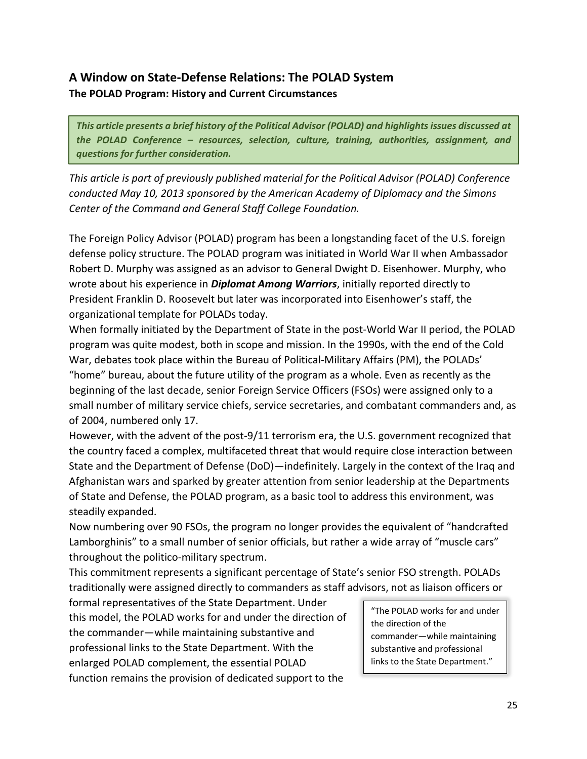## A Window on State-Defense Relations: The POLAD System

### The POLAD Program: History and Current Circumstances

***This article presents a brief history of the Political Advisor (POLAD) and highlights issues discussed at the POLAD Conference – resources, selection, culture, training, authorities, assignment, and questions for further consideration.***

*This article is part of previously published material for the Political Advisor (POLAD) Conference conducted May 10, 2013 sponsored by the American Academy of Diplomacy and the Simons Center of the Command and General Staff College Foundation.*

The Foreign Policy Advisor (POLAD) program has been a longstanding facet of the U.S. foreign defense policy structure. The POLAD program was initiated in World War II when Ambassador Robert D. Murphy was assigned as an advisor to General Dwight D. Eisenhower. Murphy, who wrote about his experience in ***Diplomat Among Warriors***, initially reported directly to President Franklin D. Roosevelt but later was incorporated into Eisenhower's staff, the organizational template for POLADs today.

When formally initiated by the Department of State in the post-World War II period, the POLAD program was quite modest, both in scope and mission. In the 1990s, with the end of the Cold War, debates took place within the Bureau of Political-Military Affairs (PM), the POLADs' "home" bureau, about the future utility of the program as a whole. Even as recently as the beginning of the last decade, senior Foreign Service Officers (FSOs) were assigned only to a small number of military service chiefs, service secretaries, and combatant commanders and, as of 2004, numbered only 17.

However, with the advent of the post-9/11 terrorism era, the U.S. government recognized that the country faced a complex, multifaceted threat that would require close interaction between State and the Department of Defense (DoD)—indefinitely. Largely in the context of the Iraq and Afghanistan wars and sparked by greater attention from senior leadership at the Departments of State and Defense, the POLAD program, as a basic tool to address this environment, was steadily expanded.

Now numbering over 90 FSOs, the program no longer provides the equivalent of "handcrafted Lamborghinis" to a small number of senior officials, but rather a wide array of "muscle cars" throughout the politico-military spectrum.

This commitment represents a significant percentage of State's senior FSO strength. POLADs traditionally were assigned directly to commanders as staff advisors, not as liaison officers or formal representatives of the State Department. Under this model, the POLAD works for and under the direction of the commander—while maintaining substantive and professional links to the State Department. With the enlarged POLAD complement, the essential POLAD function remains the provision of dedicated support to the

> "The POLAD works for and under the direction of the commander—while maintaining substantive and professional links to the State Department."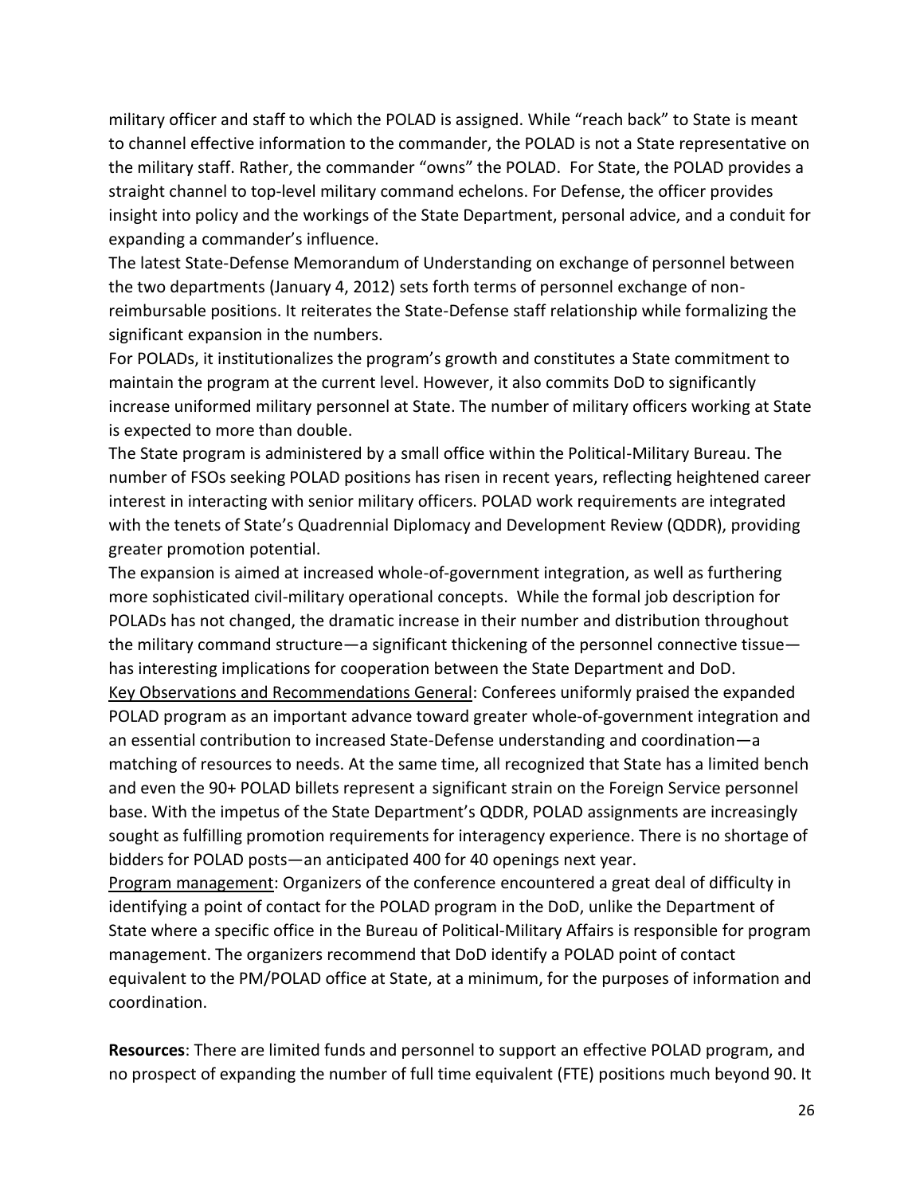military officer and staff to which the POLAD is assigned. While "reach back" to State is meant to channel effective information to the commander, the POLAD is not a State representative on the military staff. Rather, the commander "owns" the POLAD. For State, the POLAD provides a straight channel to top-level military command echelons. For Defense, the officer provides insight into policy and the workings of the State Department, personal advice, and a conduit for expanding a commander's influence.

The latest State-Defense Memorandum of Understanding on exchange of personnel between the two departments (January 4, 2012) sets forth terms of personnel exchange of non-reimbursable positions. It reiterates the State-Defense staff relationship while formalizing the significant expansion in the numbers.

For POLADs, it institutionalizes the program's growth and constitutes a State commitment to maintain the program at the current level. However, it also commits DoD to significantly increase uniformed military personnel at State. The number of military officers working at State is expected to more than double.

The State program is administered by a small office within the Political-Military Bureau. The number of FSOs seeking POLAD positions has risen in recent years, reflecting heightened career interest in interacting with senior military officers. POLAD work requirements are integrated with the tenets of State's Quadrennial Diplomacy and Development Review (QDDR), providing greater promotion potential.

The expansion is aimed at increased whole-of-government integration, as well as furthering more sophisticated civil-military operational concepts. While the formal job description for POLADs has not changed, the dramatic increase in their number and distribution throughout the military command structure—a significant thickening of the personnel connective tissue—has interesting implications for cooperation between the State Department and DoD.

<u>Key Observations and Recommendations General</u>: Conferees uniformly praised the expanded POLAD program as an important advance toward greater whole-of-government integration and an essential contribution to increased State-Defense understanding and coordination—a matching of resources to needs. At the same time, all recognized that State has a limited bench and even the 90+ POLAD billets represent a significant strain on the Foreign Service personnel base. With the impetus of the State Department's QDDR, POLAD assignments are increasingly sought as fulfilling promotion requirements for interagency experience. There is no shortage of bidders for POLAD posts—an anticipated 400 for 40 openings next year.

<u>Program management</u>: Organizers of the conference encountered a great deal of difficulty in identifying a point of contact for the POLAD program in the DoD, unlike the Department of State where a specific office in the Bureau of Political-Military Affairs is responsible for program management. The organizers recommend that DoD identify a POLAD point of contact equivalent to the PM/POLAD office at State, at a minimum, for the purposes of information and coordination.

**Resources**: There are limited funds and personnel to support an effective POLAD program, and no prospect of expanding the number of full time equivalent (FTE) positions much beyond 90. It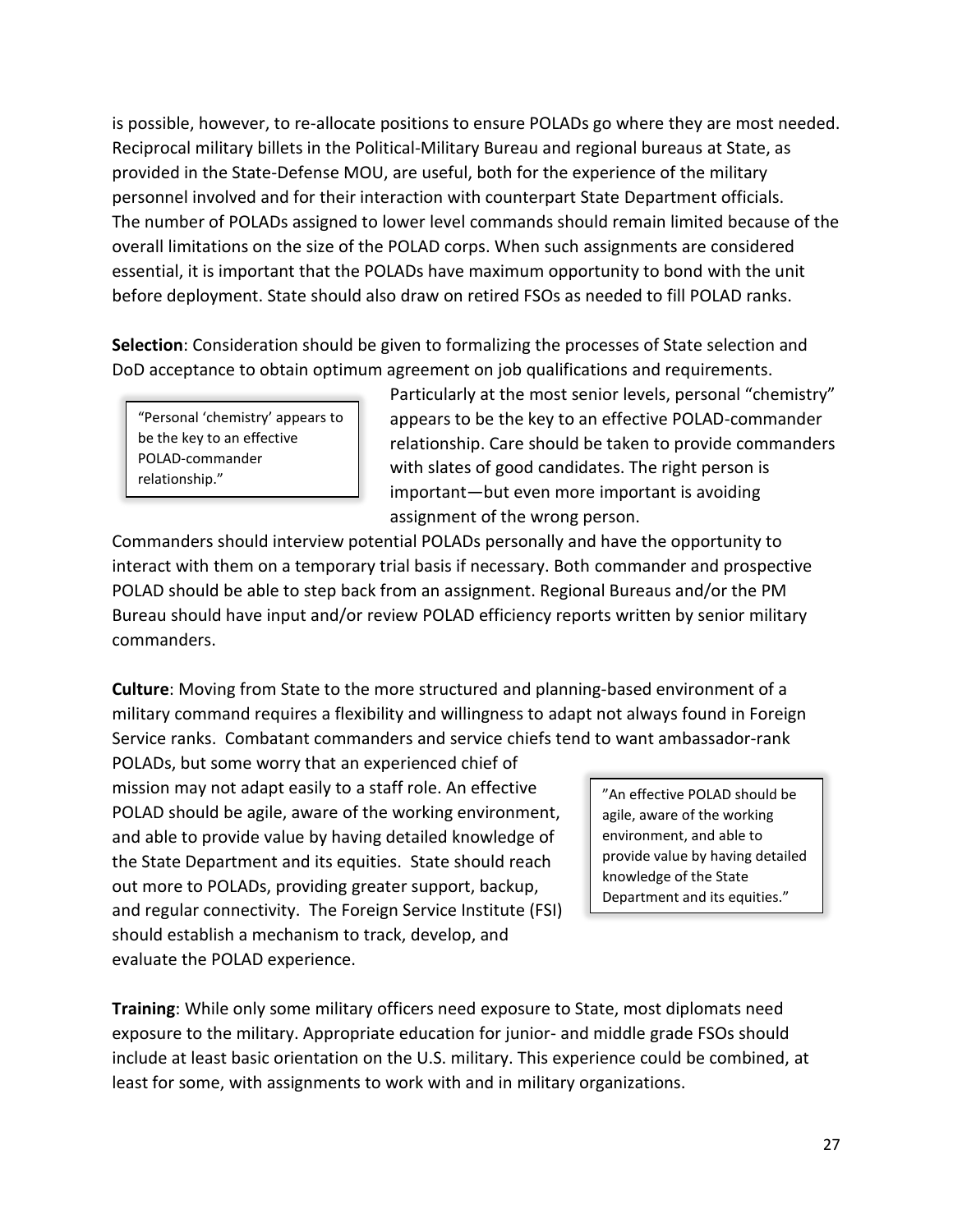is possible, however, to re-allocate positions to ensure POLADs go where they are most needed. Reciprocal military billets in the Political-Military Bureau and regional bureaus at State, as provided in the State-Defense MOU, are useful, both for the experience of the military personnel involved and for their interaction with counterpart State Department officials. The number of POLADs assigned to lower level commands should remain limited because of the overall limitations on the size of the POLAD corps. When such assignments are considered essential, it is important that the POLADs have maximum opportunity to bond with the unit before deployment. State should also draw on retired FSOs as needed to fill POLAD ranks.

**Selection**: Consideration should be given to formalizing the processes of State selection and DoD acceptance to obtain optimum agreement on job qualifications and requirements. Particularly at the most senior levels, personal "chemistry" appears to be the key to an effective POLAD-commander relationship. Care should be taken to provide commanders with slates of good candidates. The right person is important—but even more important is avoiding assignment of the wrong person.

> "Personal 'chemistry' appears to be the key to an effective POLAD-commander relationship."

Commanders should interview potential POLADs personally and have the opportunity to interact with them on a temporary trial basis if necessary. Both commander and prospective POLAD should be able to step back from an assignment. Regional Bureaus and/or the PM Bureau should have input and/or review POLAD efficiency reports written by senior military commanders.

**Culture**: Moving from State to the more structured and planning-based environment of a military command requires a flexibility and willingness to adapt not always found in Foreign Service ranks. Combatant commanders and service chiefs tend to want ambassador-rank POLADs, but some worry that an experienced chief of mission may not adapt easily to a staff role. An effective POLAD should be agile, aware of the working environment, and able to provide value by having detailed knowledge of the State Department and its equities. State should reach out more to POLADs, providing greater support, backup, and regular connectivity. The Foreign Service Institute (FSI) should establish a mechanism to track, develop, and evaluate the POLAD experience.

> "An effective POLAD should be agile, aware of the working environment, and able to provide value by having detailed knowledge of the State Department and its equities."

**Training**: While only some military officers need exposure to State, most diplomats need exposure to the military. Appropriate education for junior- and middle grade FSOs should include at least basic orientation on the U.S. military. This experience could be combined, at least for some, with assignments to work with and in military organizations.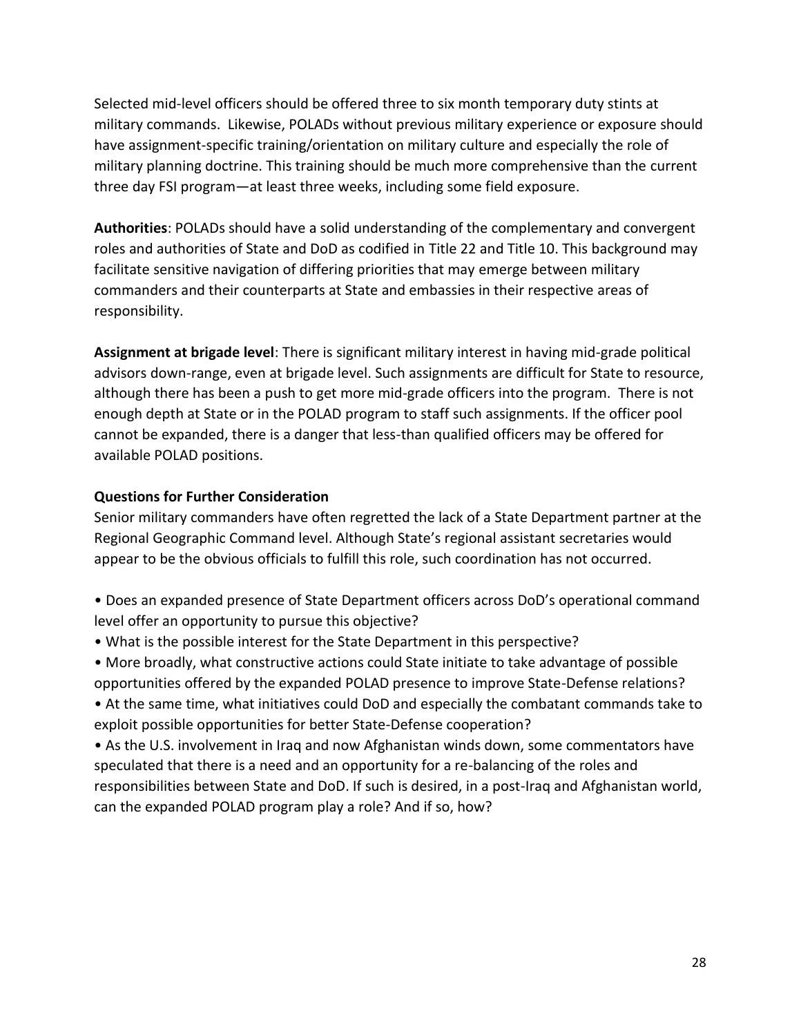Selected mid-level officers should be offered three to six month temporary duty stints at military commands. Likewise, POLADs without previous military experience or exposure should have assignment-specific training/orientation on military culture and especially the role of military planning doctrine. This training should be much more comprehensive than the current three day FSI program—at least three weeks, including some field exposure.

**Authorities**: POLADs should have a solid understanding of the complementary and convergent roles and authorities of State and DoD as codified in Title 22 and Title 10. This background may facilitate sensitive navigation of differing priorities that may emerge between military commanders and their counterparts at State and embassies in their respective areas of responsibility.

**Assignment at brigade level**: There is significant military interest in having mid-grade political advisors down-range, even at brigade level. Such assignments are difficult for State to resource, although there has been a push to get more mid-grade officers into the program. There is not enough depth at State or in the POLAD program to staff such assignments. If the officer pool cannot be expanded, there is a danger that less-than qualified officers may be offered for available POLAD positions.

**Questions for Further Consideration**

Senior military commanders have often regretted the lack of a State Department partner at the Regional Geographic Command level. Although State's regional assistant secretaries would appear to be the obvious officials to fulfill this role, such coordination has not occurred.

- Does an expanded presence of State Department officers across DoD's operational command level offer an opportunity to pursue this objective?
- What is the possible interest for the State Department in this perspective?
- More broadly, what constructive actions could State initiate to take advantage of possible opportunities offered by the expanded POLAD presence to improve State-Defense relations?
- At the same time, what initiatives could DoD and especially the combatant commands take to exploit possible opportunities for better State-Defense cooperation?
- As the U.S. involvement in Iraq and now Afghanistan winds down, some commentators have speculated that there is a need and an opportunity for a re-balancing of the roles and responsibilities between State and DoD. If such is desired, in a post-Iraq and Afghanistan world, can the expanded POLAD program play a role? And if so, how?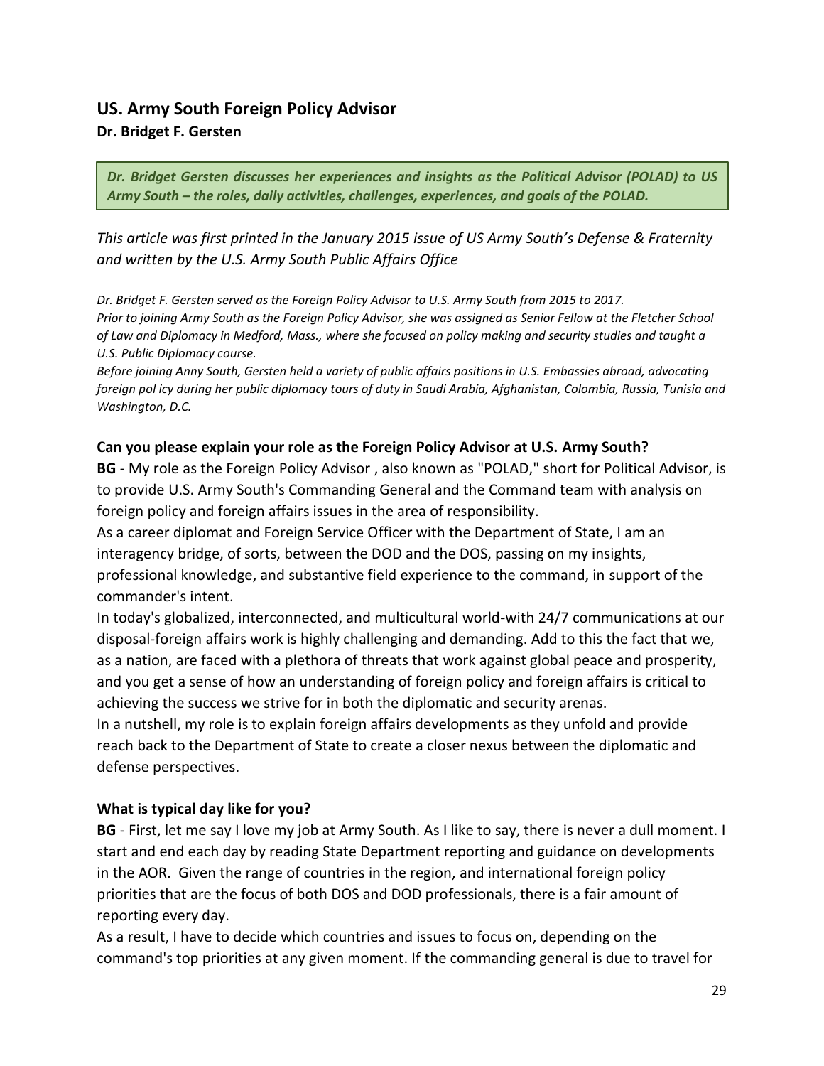## US. Army South Foreign Policy Advisor

**Dr. Bridget F. Gersten**

> ***Dr. Bridget Gersten discusses her experiences and insights as the Political Advisor (POLAD) to US Army South – the roles, daily activities, challenges, experiences, and goals of the POLAD.***

*This article was first printed in the January 2015 issue of US Army South's Defense & Fraternity and written by the U.S. Army South Public Affairs Office*

*Dr. Bridget F. Gersten served as the Foreign Policy Advisor to U.S. Army South from 2015 to 2017.*
*Prior to joining Army South as the Foreign Policy Advisor, she was assigned as Senior Fellow at the Fletcher School of Law and Diplomacy in Medford, Mass., where she focused on policy making and security studies and taught a U.S. Public Diplomacy course.*
*Before joining Anny South, Gersten held a variety of public affairs positions in U.S. Embassies abroad, advocating foreign pol icy during her public diplomacy tours of duty in Saudi Arabia, Afghanistan, Colombia, Russia, Tunisia and Washington, D.C.*

**Can you please explain your role as the Foreign Policy Advisor at U.S. Army South?**

**BG** - My role as the Foreign Policy Advisor , also known as "POLAD," short for Political Advisor, is to provide U.S. Army South's Commanding General and the Command team with analysis on foreign policy and foreign affairs issues in the area of responsibility.

As a career diplomat and Foreign Service Officer with the Department of State, I am an interagency bridge, of sorts, between the DOD and the DOS, passing on my insights, professional knowledge, and substantive field experience to the command, in support of the commander's intent.

In today's globalized, interconnected, and multicultural world-with 24/7 communications at our disposal-foreign affairs work is highly challenging and demanding. Add to this the fact that we, as a nation, are faced with a plethora of threats that work against global peace and prosperity, and you get a sense of how an understanding of foreign policy and foreign affairs is critical to achieving the success we strive for in both the diplomatic and security arenas.

In a nutshell, my role is to explain foreign affairs developments as they unfold and provide reach back to the Department of State to create a closer nexus between the diplomatic and defense perspectives.

**What is typical day like for you?**

**BG** - First, let me say I love my job at Army South. As I like to say, there is never a dull moment. I start and end each day by reading State Department reporting and guidance on developments in the AOR. Given the range of countries in the region, and international foreign policy priorities that are the focus of both DOS and DOD professionals, there is a fair amount of reporting every day.

As a result, I have to decide which countries and issues to focus on, depending on the command's top priorities at any given moment. If the commanding general is due to travel for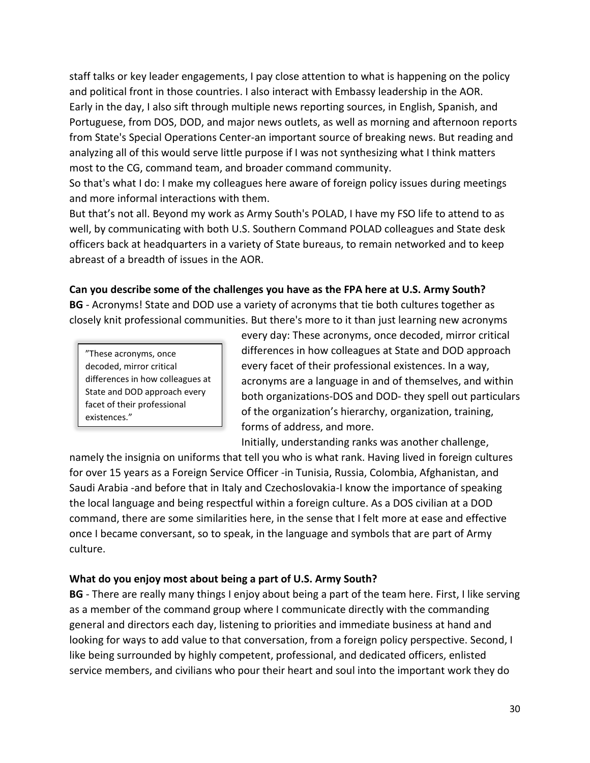staff talks or key leader engagements, I pay close attention to what is happening on the policy and political front in those countries. I also interact with Embassy leadership in the AOR. Early in the day, I also sift through multiple news reporting sources, in English, Spanish, and Portuguese, from DOS, DOD, and major news outlets, as well as morning and afternoon reports from State's Special Operations Center-an important source of breaking news. But reading and analyzing all of this would serve little purpose if I was not synthesizing what I think matters most to the CG, command team, and broader command community.

So that's what I do: I make my colleagues here aware of foreign policy issues during meetings and more informal interactions with them.

But that's not all. Beyond my work as Army South's POLAD, I have my FSO life to attend to as well, by communicating with both U.S. Southern Command POLAD colleagues and State desk officers back at headquarters in a variety of State bureaus, to remain networked and to keep abreast of a breadth of issues in the AOR.

**Can you describe some of the challenges you have as the FPA here at U.S. Army South?**

**BG** - Acronyms! State and DOD use a variety of acronyms that tie both cultures together as closely knit professional communities. But there's more to it than just learning new acronyms every day: These acronyms, once decoded, mirror critical differences in how colleagues at State and DOD approach every facet of their professional existences. In a way, acronyms are a language in and of themselves, and within both organizations-DOS and DOD- they spell out particulars of the organization's hierarchy, organization, training, forms of address, and more.

> "These acronyms, once decoded, mirror critical differences in how colleagues at State and DOD approach every facet of their professional existences."

Initially, understanding ranks was another challenge, namely the insignia on uniforms that tell you who is what rank. Having lived in foreign cultures for over 15 years as a Foreign Service Officer -in Tunisia, Russia, Colombia, Afghanistan, and Saudi Arabia -and before that in Italy and Czechoslovakia-I know the importance of speaking the local language and being respectful within a foreign culture. As a DOS civilian at a DOD command, there are some similarities here, in the sense that I felt more at ease and effective once I became conversant, so to speak, in the language and symbols that are part of Army culture.

**What do you enjoy most about being a part of U.S. Army South?**

**BG** - There are really many things I enjoy about being a part of the team here. First, I like serving as a member of the command group where I communicate directly with the commanding general and directors each day, listening to priorities and immediate business at hand and looking for ways to add value to that conversation, from a foreign policy perspective. Second, I like being surrounded by highly competent, professional, and dedicated officers, enlisted service members, and civilians who pour their heart and soul into the important work they do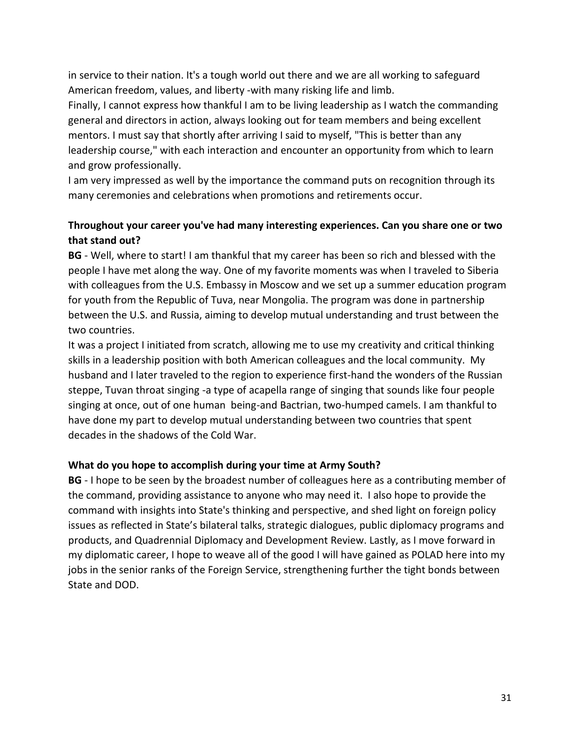in service to their nation. It's a tough world out there and we are all working to safeguard American freedom, values, and liberty -with many risking life and limb.

Finally, I cannot express how thankful I am to be living leadership as I watch the commanding general and directors in action, always looking out for team members and being excellent mentors. I must say that shortly after arriving I said to myself, "This is better than any leadership course," with each interaction and encounter an opportunity from which to learn and grow professionally.

I am very impressed as well by the importance the command puts on recognition through its many ceremonies and celebrations when promotions and retirements occur.

**Throughout your career you've had many interesting experiences. Can you share one or two that stand out?**

**BG** - Well, where to start! I am thankful that my career has been so rich and blessed with the people I have met along the way. One of my favorite moments was when I traveled to Siberia with colleagues from the U.S. Embassy in Moscow and we set up a summer education program for youth from the Republic of Tuva, near Mongolia. The program was done in partnership between the U.S. and Russia, aiming to develop mutual understanding and trust between the two countries.

It was a project I initiated from scratch, allowing me to use my creativity and critical thinking skills in a leadership position with both American colleagues and the local community. My husband and I later traveled to the region to experience first-hand the wonders of the Russian steppe, Tuvan throat singing -a type of acapella range of singing that sounds like four people singing at once, out of one human being-and Bactrian, two-humped camels. I am thankful to have done my part to develop mutual understanding between two countries that spent decades in the shadows of the Cold War.

**What do you hope to accomplish during your time at Army South?**

**BG** - I hope to be seen by the broadest number of colleagues here as a contributing member of the command, providing assistance to anyone who may need it. I also hope to provide the command with insights into State's thinking and perspective, and shed light on foreign policy issues as reflected in State's bilateral talks, strategic dialogues, public diplomacy programs and products, and Quadrennial Diplomacy and Development Review. Lastly, as I move forward in my diplomatic career, I hope to weave all of the good I will have gained as POLAD here into my jobs in the senior ranks of the Foreign Service, strengthening further the tight bonds between State and DOD.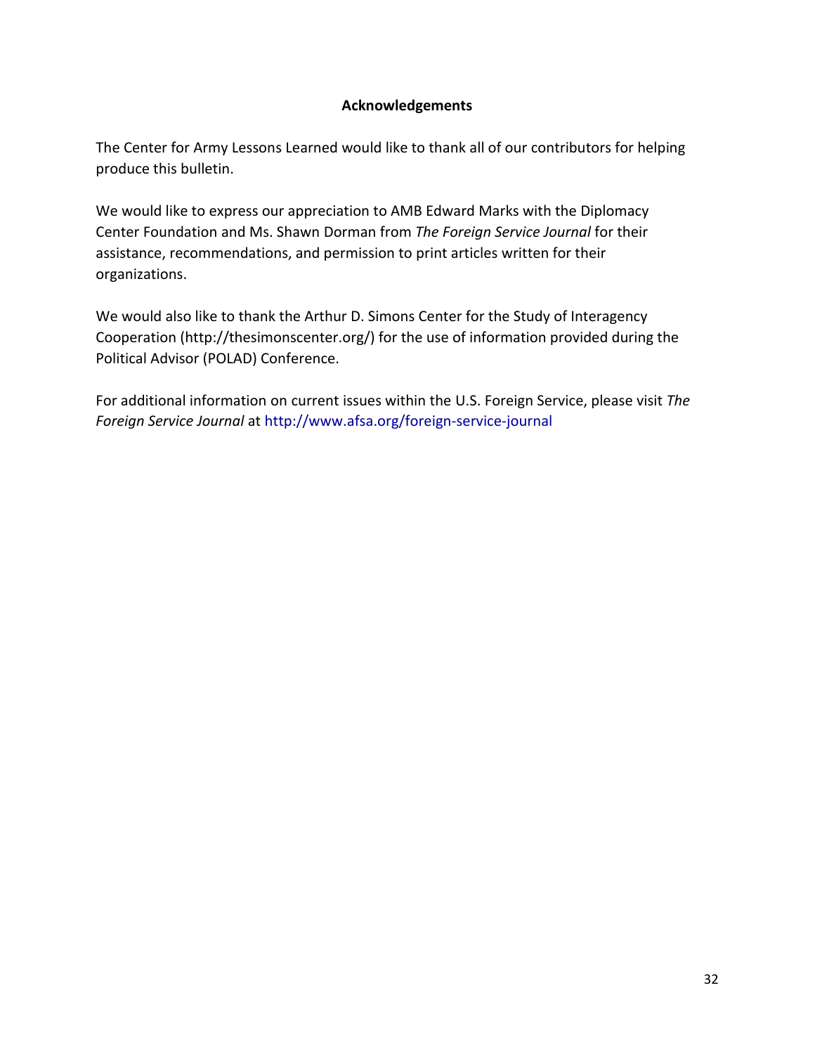## Acknowledgements

The Center for Army Lessons Learned would like to thank all of our contributors for helping produce this bulletin.

We would like to express our appreciation to AMB Edward Marks with the Diplomacy Center Foundation and Ms. Shawn Dorman from *The Foreign Service Journal* for their assistance, recommendations, and permission to print articles written for their organizations.

We would also like to thank the Arthur D. Simons Center for the Study of Interagency Cooperation (http://thesimonscenter.org/) for the use of information provided during the Political Advisor (POLAD) Conference.

For additional information on current issues within the U.S. Foreign Service, please visit *The Foreign Service Journal* at http://www.afsa.org/foreign-service-journal